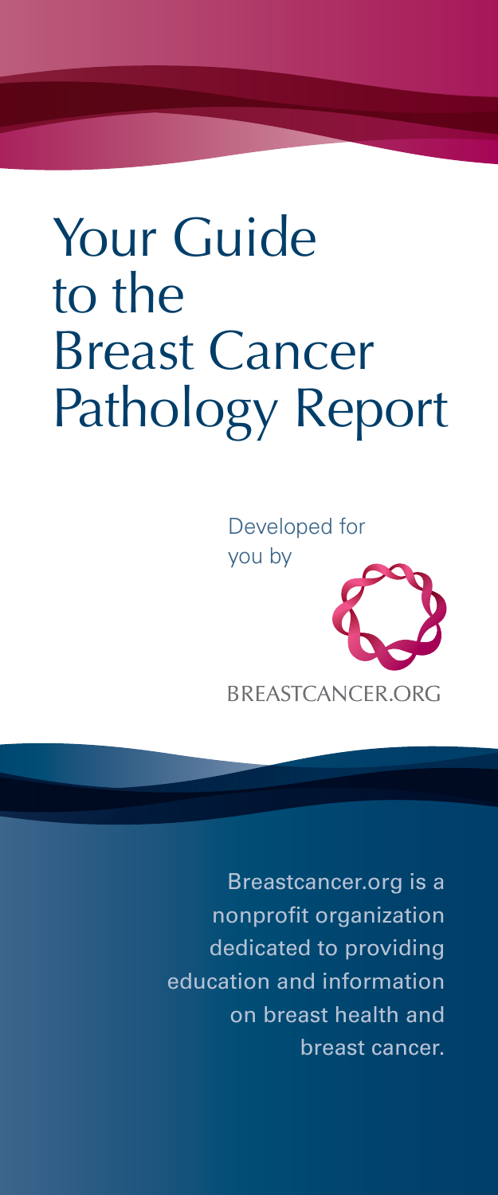# Your Guide to the Breast Cancer Pathology Report

Developed for you by

BREASTCANCER.ORG

Breastcancer.org is a nonprofit organization dedicated to providing education and information on breast health and breast cancer.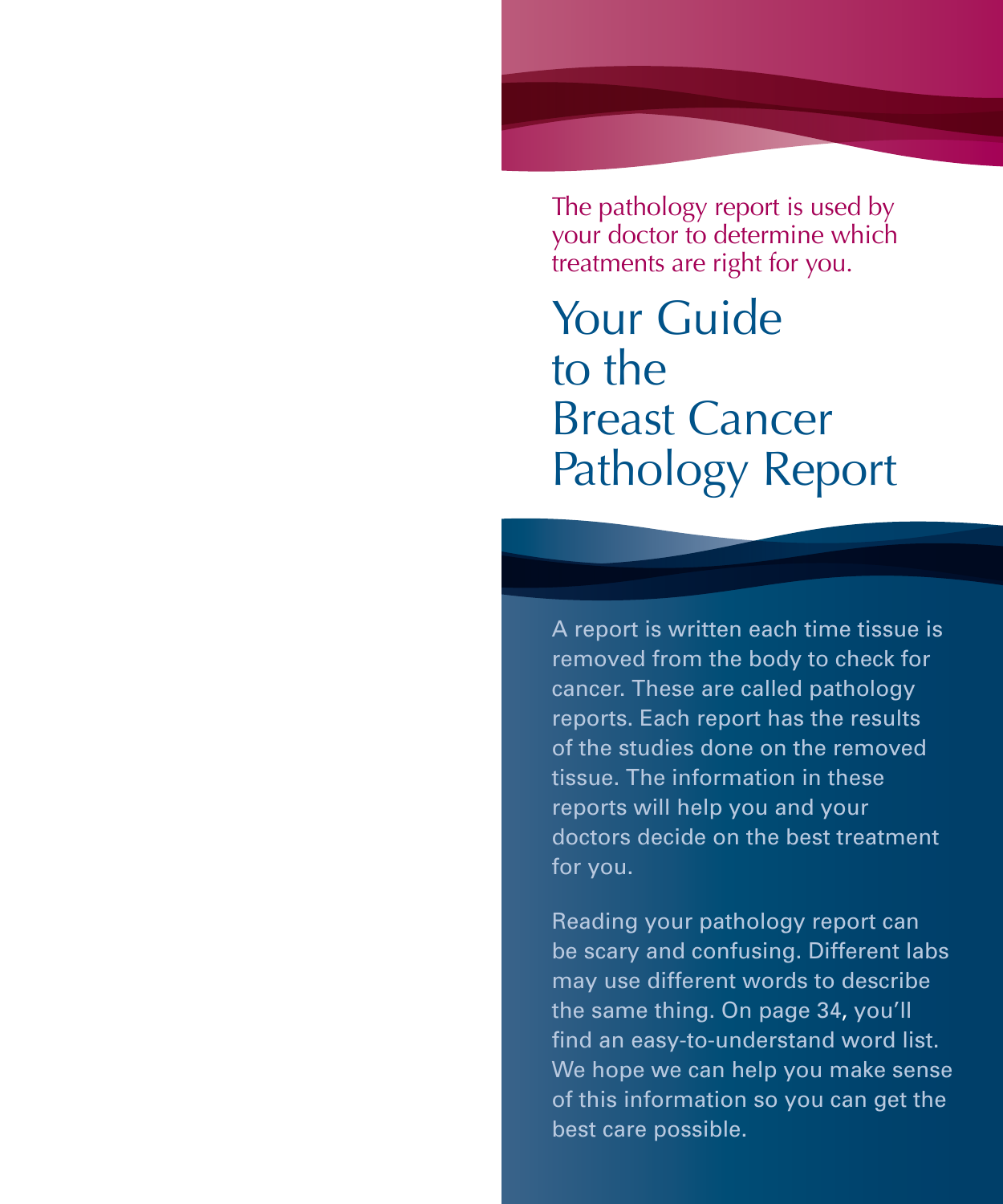The pathology report is used by your doctor to determine which treatments are right for you.

# Your Guide to the Breast Cancer Pathology Report

A report is written each time tissue is removed from the body to check for cancer. These are called pathology reports. Each report has the results of the studies done on the removed tissue. The information in these reports will help you and your doctors decide on the best treatment for you.

Reading your pathology report can be scary and confusing. Different labs may use different words to describe the same thing. On page 34, you'll find an easy-to-understand word list. We hope we can help you make sense of this information so you can get the best care possible.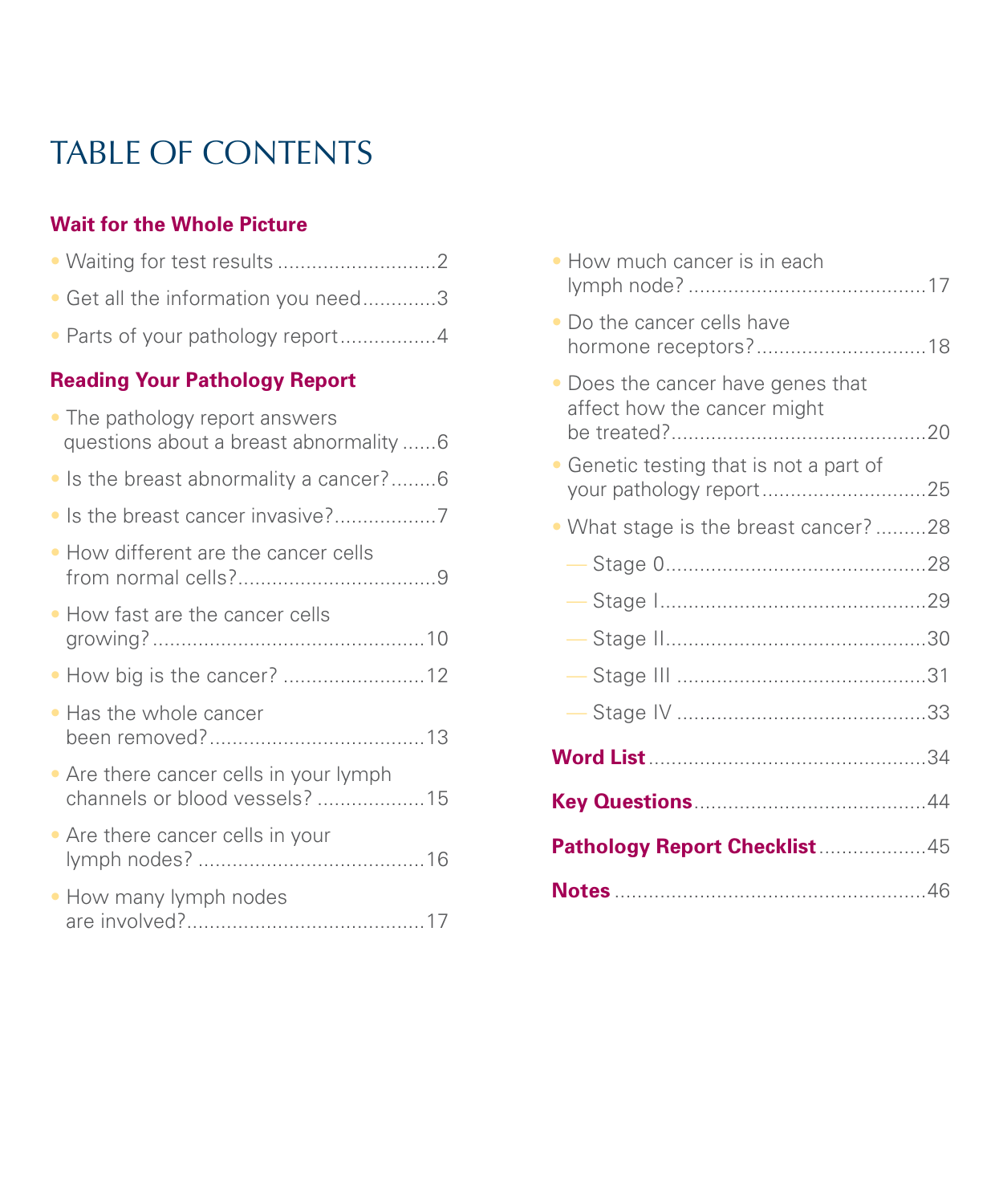# TABLE OF CONTENTS

**Wait for the Whole Picture**

- Waiting for test results ............................2
- Get all the information you need.............3
- Parts of your pathology report.................4

**Reading Your Pathology Report**

- The pathology report answers questions about a breast abnormality ......6
- Is the breast abnormality a cancer?........6
- Is the breast cancer invasive?..................7
- How different are the cancer cells from normal cells?...................................9
- How fast are the cancer cells growing?................................................10
- How big is the cancer? .........................12
- Has the whole cancer been removed?......................................13
- Are there cancer cells in your lymph channels or blood vessels? ...................15
- Are there cancer cells in your lymph nodes? ........................................16
- How many lymph nodes are involved?..........................................17
- How much cancer is in each lymph node? .........................................17
- Do the cancer cells have hormone receptors?..............................18
- Does the cancer have genes that affect how the cancer might be treated?.............................................20
- Genetic testing that is not a part of your pathology report.............................25
- What stage is the breast cancer? .........28
  - Stage 0.............................................28
  - Stage I..............................................29
  - Stage II.............................................30
  - Stage III ...........................................31
  - Stage IV ...........................................33

**Word List**.................................................34

**Key Questions**........................................44

**Pathology Report Checklist**...................45

**Notes** ......................................................46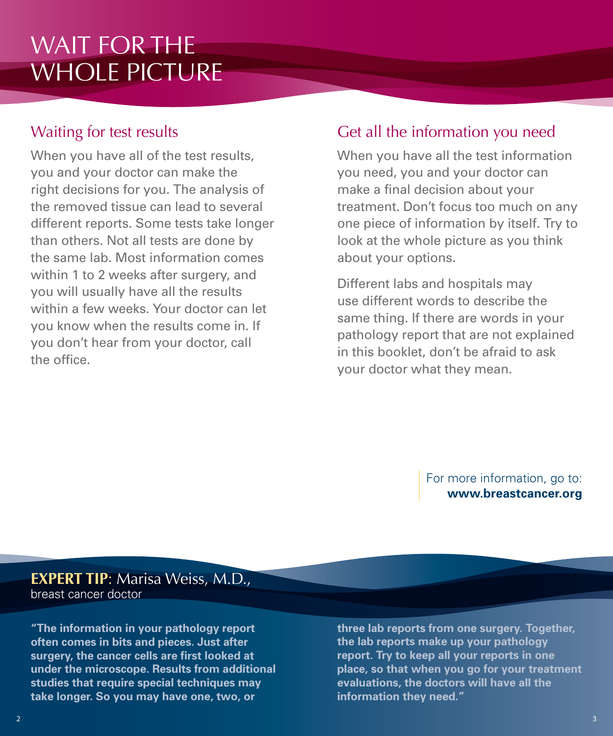# WAIT FOR THE WHOLE PICTURE

## Waiting for test results

When you have all of the test results, you and your doctor can make the right decisions for you. The analysis of the removed tissue can lead to several different reports. Some tests take longer than others. Not all tests are done by the same lab. Most information comes within 1 to 2 weeks after surgery, and you will usually have all the results within a few weeks. Your doctor can let you know when the results come in. If you don't hear from your doctor, call the office.

## Get all the information you need

When you have all the test information you need, you and your doctor can make a final decision about your treatment. Don't focus too much on any one piece of information by itself. Try to look at the whole picture as you think about your options.

Different labs and hospitals may use different words to describe the same thing. If there are words in your pathology report that are not explained in this booklet, don't be afraid to ask your doctor what they mean.

For more information, go to: **www.breastcancer.org**

**EXPERT TIP**: Marisa Weiss, M.D., breast cancer doctor

**"The information in your pathology report often comes in bits and pieces. Just after surgery, the cancer cells are first looked at under the microscope. Results from additional studies that require special techniques may take longer. So you may have one, two, or three lab reports from one surgery. Together, the lab reports make up your pathology report. Try to keep all your reports in one place, so that when you go for your treatment evaluations, the doctors will have all the information they need."**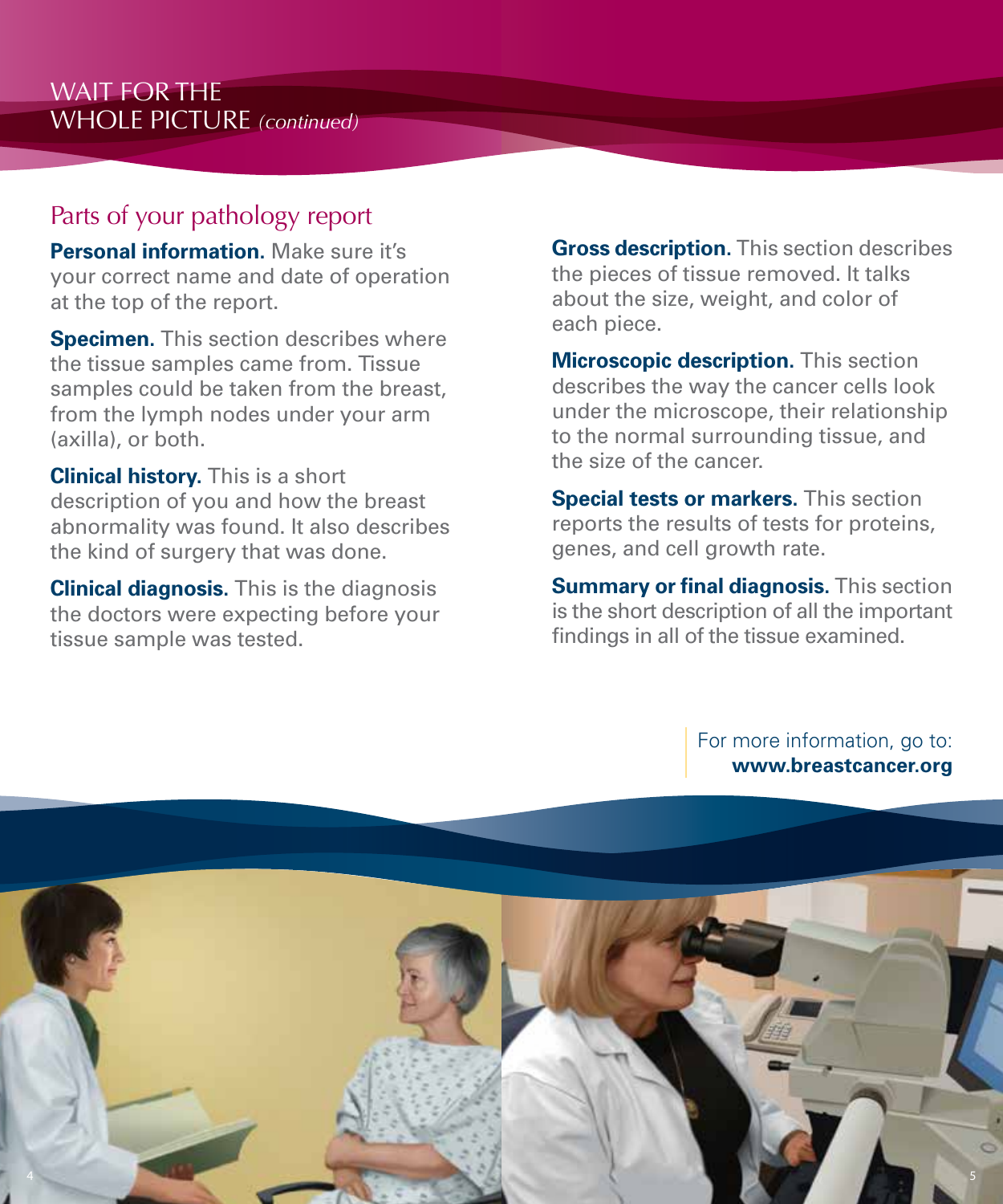# WAIT FOR THE WHOLE PICTURE *(continued)*

## Parts of your pathology report

**Personal information.** Make sure it's your correct name and date of operation at the top of the report.

**Specimen.** This section describes where the tissue samples came from. Tissue samples could be taken from the breast, from the lymph nodes under your arm (axilla), or both.

**Clinical history.** This is a short description of you and how the breast abnormality was found. It also describes the kind of surgery that was done.

**Clinical diagnosis.** This is the diagnosis the doctors were expecting before your tissue sample was tested.

**Gross description.** This section describes the pieces of tissue removed. It talks about the size, weight, and color of each piece.

**Microscopic description.** This section describes the way the cancer cells look under the microscope, their relationship to the normal surrounding tissue, and the size of the cancer.

**Special tests or markers.** This section reports the results of tests for proteins, genes, and cell growth rate.

**Summary or final diagnosis.** This section is the short description of all the important findings in all of the tissue examined.

For more information, go to:
**www.breastcancer.org**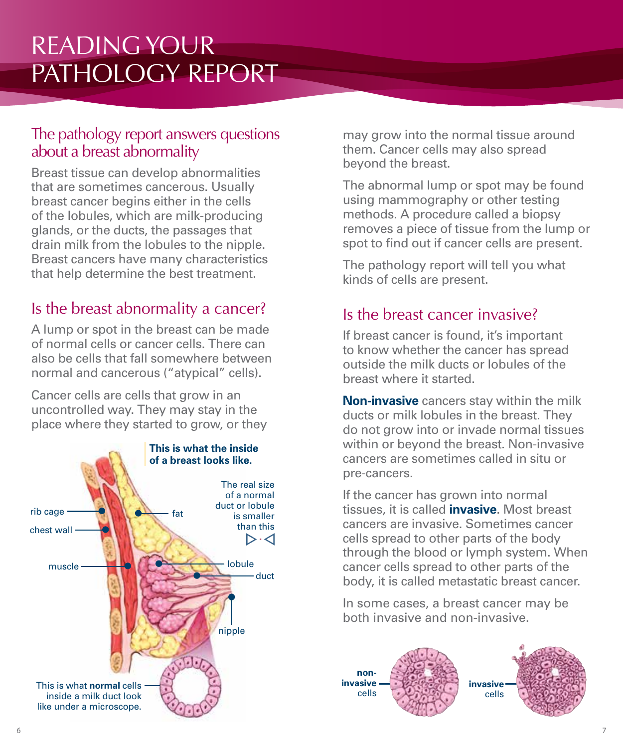# READING YOUR PATHOLOGY REPORT

## The pathology report answers questions about a breast abnormality

Breast tissue can develop abnormalities that are sometimes cancerous. Usually breast cancer begins either in the cells of the lobules, which are milk-producing glands, or the ducts, the passages that drain milk from the lobules to the nipple. Breast cancers have many characteristics that help determine the best treatment.

## Is the breast abnormality a cancer?

A lump or spot in the breast can be made of normal cells or cancer cells. There can also be cells that fall somewhere between normal and cancerous ("atypical" cells).

Cancer cells are cells that grow in an uncontrolled way. They may stay in the place where they started to grow, or they may grow into the normal tissue around them. Cancer cells may also spread beyond the breast.

The abnormal lump or spot may be found using mammography or other testing methods. A procedure called a biopsy removes a piece of tissue from the lump or spot to find out if cancer cells are present.

The pathology report will tell you what kinds of cells are present.

**This is what the inside of a breast looks like.**

rib cage, chest wall, muscle, fat, lobule, duct, nipple

The real size of a normal duct or lobule is smaller than this ▷·◁

This is what **normal** cells inside a milk duct look like under a microscope.

## Is the breast cancer invasive?

If breast cancer is found, it's important to know whether the cancer has spread outside the milk ducts or lobules of the breast where it started.

**Non-invasive** cancers stay within the milk ducts or milk lobules in the breast. They do not grow into or invade normal tissues within or beyond the breast. Non-invasive cancers are sometimes called in situ or pre-cancers.

If the cancer has grown into normal tissues, it is called **invasive**. Most breast cancers are invasive. Sometimes cancer cells spread to other parts of the body through the blood or lymph system. When cancer cells spread to other parts of the body, it is called metastatic breast cancer.

In some cases, a breast cancer may be both invasive and non-invasive.

**non-invasive** cells

**invasive** cells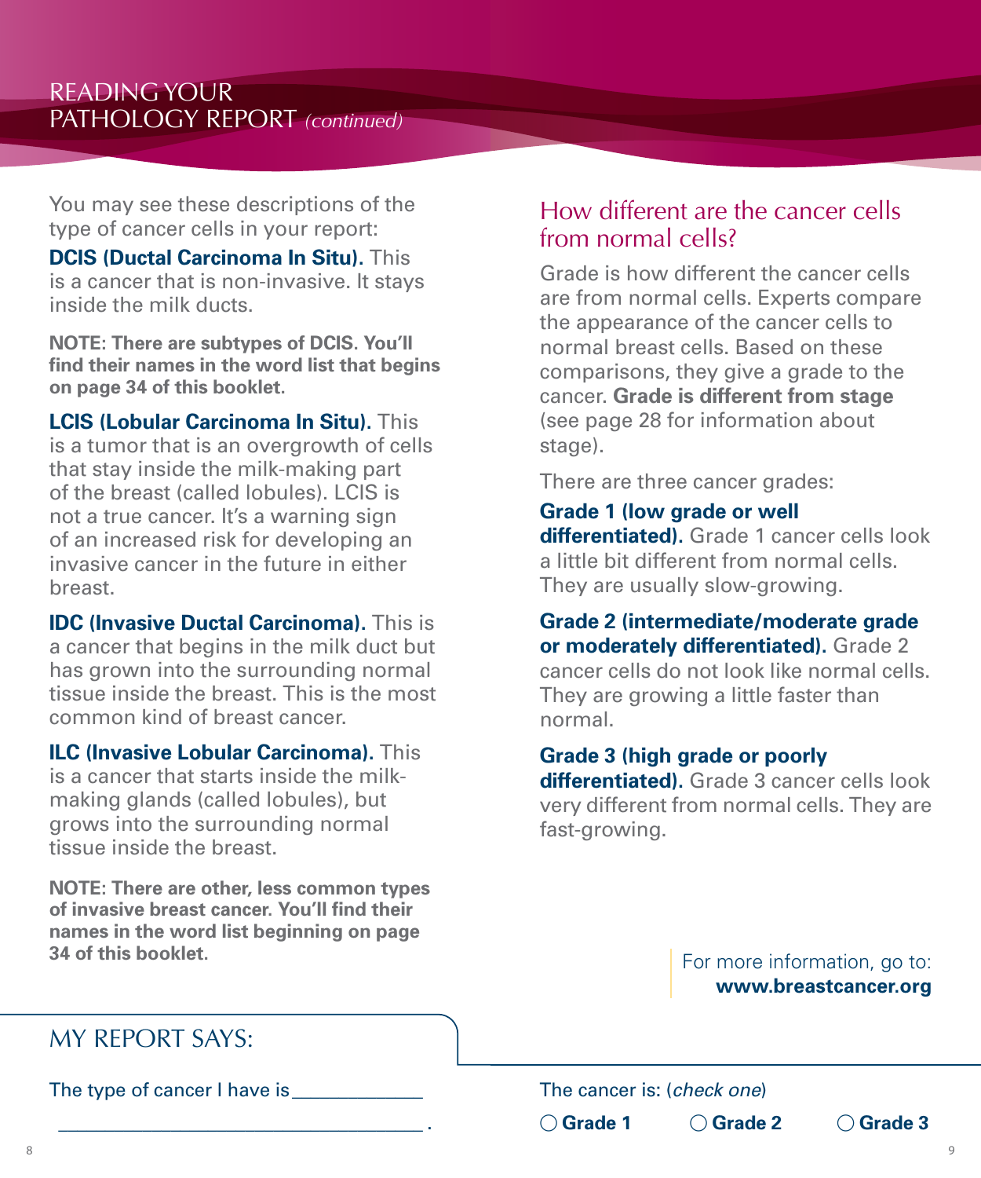# READING YOUR PATHOLOGY REPORT *(continued)*

You may see these descriptions of the type of cancer cells in your report:

**DCIS (Ductal Carcinoma In Situ).** This is a cancer that is non-invasive. It stays inside the milk ducts.

**NOTE: There are subtypes of DCIS. You'll find their names in the word list that begins on page 34 of this booklet.**

**LCIS (Lobular Carcinoma In Situ).** This is a tumor that is an overgrowth of cells that stay inside the milk-making part of the breast (called lobules). LCIS is not a true cancer. It's a warning sign of an increased risk for developing an invasive cancer in the future in either breast.

**IDC (Invasive Ductal Carcinoma).** This is a cancer that begins in the milk duct but has grown into the surrounding normal tissue inside the breast. This is the most common kind of breast cancer.

**ILC (Invasive Lobular Carcinoma).** This is a cancer that starts inside the milk-making glands (called lobules), but grows into the surrounding normal tissue inside the breast.

**NOTE: There are other, less common types of invasive breast cancer. You'll find their names in the word list beginning on page 34 of this booklet.**

## How different are the cancer cells from normal cells?

Grade is how different the cancer cells are from normal cells. Experts compare the appearance of the cancer cells to normal breast cells. Based on these comparisons, they give a grade to the cancer. **Grade is different from stage** (see page 28 for information about stage).

There are three cancer grades:

**Grade 1 (low grade or well differentiated).** Grade 1 cancer cells look a little bit different from normal cells. They are usually slow-growing.

**Grade 2 (intermediate/moderate grade or moderately differentiated).** Grade 2 cancer cells do not look like normal cells. They are growing a little faster than normal.

**Grade 3 (high grade or poorly differentiated).** Grade 3 cancer cells look very different from normal cells. They are fast-growing.

For more information, go to: **www.breastcancer.org**

## MY REPORT SAYS:

The type of cancer I have is_____________

_____________________________________.

The cancer is: (*check one*)

○ **Grade 1** ○ **Grade 2** ○ **Grade 3**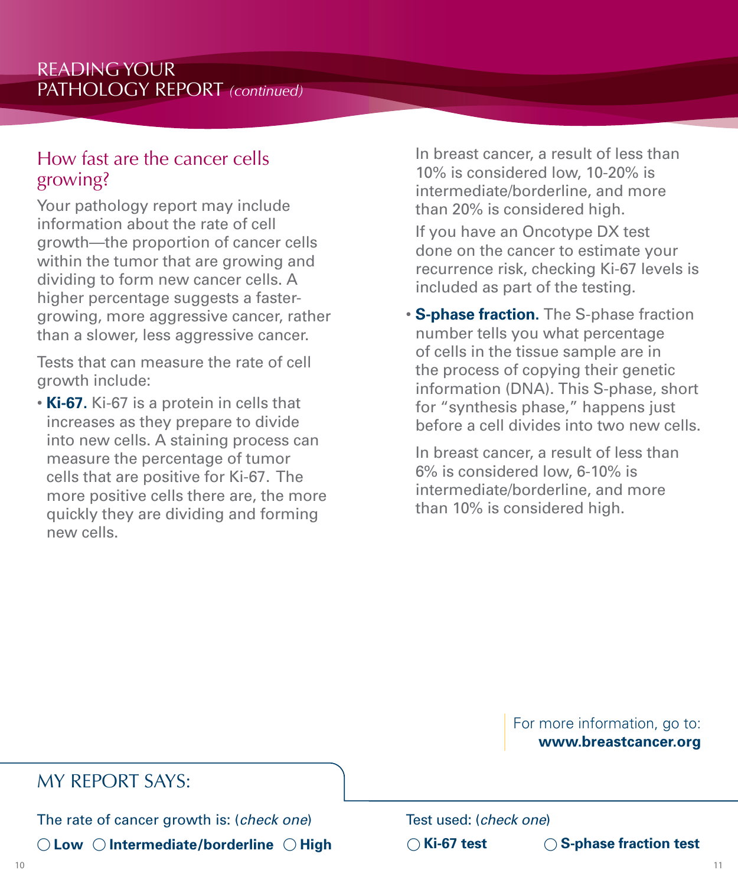# READING YOUR PATHOLOGY REPORT *(continued)*

## How fast are the cancer cells growing?

Your pathology report may include information about the rate of cell growth—the proportion of cancer cells within the tumor that are growing and dividing to form new cancer cells. A higher percentage suggests a faster-growing, more aggressive cancer, rather than a slower, less aggressive cancer.

Tests that can measure the rate of cell growth include:

- **Ki-67.** Ki-67 is a protein in cells that increases as they prepare to divide into new cells. A staining process can measure the percentage of tumor cells that are positive for Ki-67. The more positive cells there are, the more quickly they are dividing and forming new cells.

  In breast cancer, a result of less than 10% is considered low, 10-20% is intermediate/borderline, and more than 20% is considered high.

  If you have an Oncotype DX test done on the cancer to estimate your recurrence risk, checking Ki-67 levels is included as part of the testing.

- **S-phase fraction.** The S-phase fraction number tells you what percentage of cells in the tissue sample are in the process of copying their genetic information (DNA). This S-phase, short for "synthesis phase," happens just before a cell divides into two new cells.

  In breast cancer, a result of less than 6% is considered low, 6-10% is intermediate/borderline, and more than 10% is considered high.

For more information, go to: **www.breastcancer.org**

## MY REPORT SAYS:

The rate of cancer growth is: (*check one*)

○ **Low** ○ **Intermediate/borderline** ○ **High**

Test used: (*check one*)

○ **Ki-67 test** ○ **S-phase fraction test**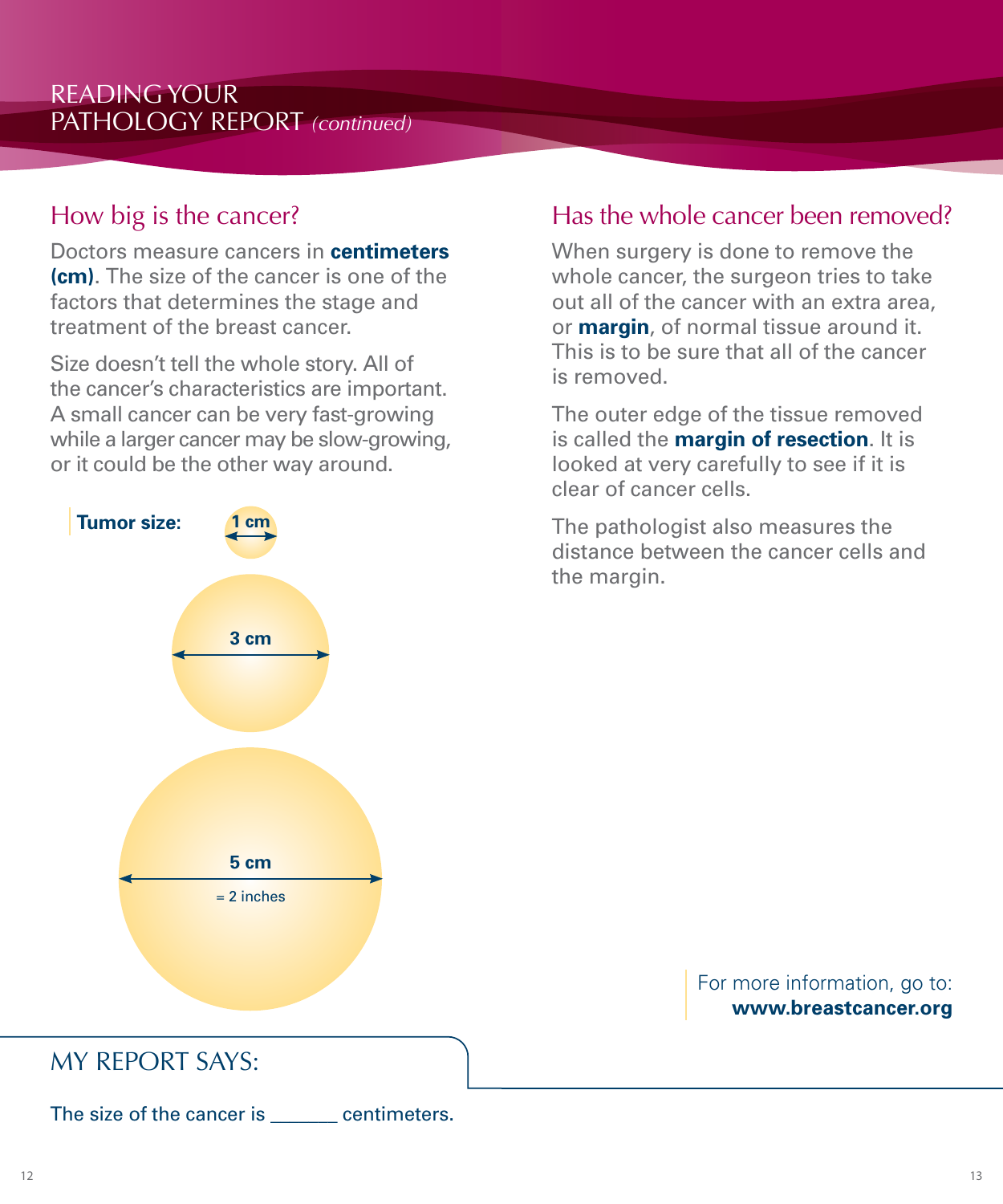# READING YOUR PATHOLOGY REPORT *(continued)*

## How big is the cancer?

Doctors measure cancers in **centimeters (cm)**. The size of the cancer is one of the factors that determines the stage and treatment of the breast cancer.

Size doesn't tell the whole story. All of the cancer's characteristics are important. A small cancer can be very fast-growing while a larger cancer may be slow-growing, or it could be the other way around.

**Tumor size:**

1 cm

3 cm

5 cm = 2 inches

## MY REPORT SAYS:

The size of the cancer is _______ centimeters.

## Has the whole cancer been removed?

When surgery is done to remove the whole cancer, the surgeon tries to take out all of the cancer with an extra area, or **margin**, of normal tissue around it. This is to be sure that all of the cancer is removed.

The outer edge of the tissue removed is called the **margin of resection**. It is looked at very carefully to see if it is clear of cancer cells.

The pathologist also measures the distance between the cancer cells and the margin.

For more information, go to: **www.breastcancer.org**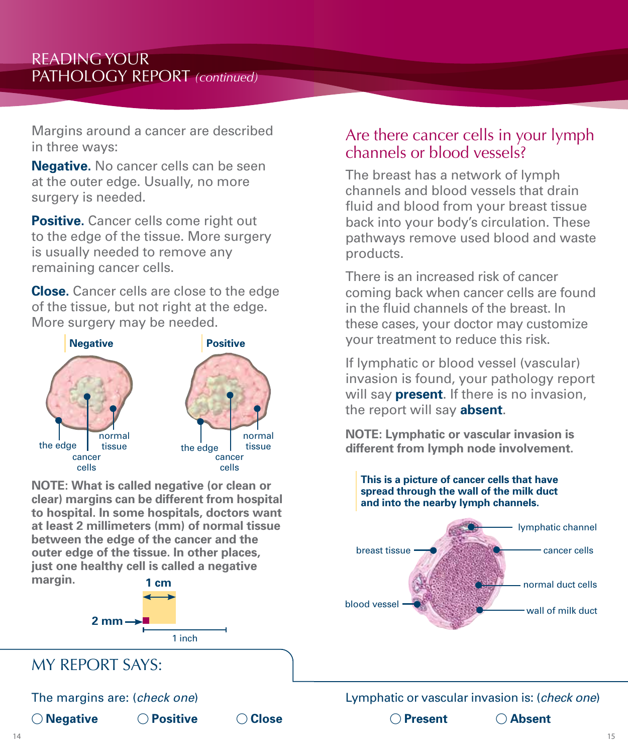# READING YOUR PATHOLOGY REPORT *(continued)*

Margins around a cancer are described in three ways:

**Negative.** No cancer cells can be seen at the outer edge. Usually, no more surgery is needed.

**Positive.** Cancer cells come right out to the edge of the tissue. More surgery is usually needed to remove any remaining cancer cells.

**Close.** Cancer cells are close to the edge of the tissue, but not right at the edge. More surgery may be needed.

**Negative**

the edge, cancer cells, normal tissue

**Positive**

the edge, cancer cells, normal tissue

**NOTE: What is called negative (or clean or clear) margins can be different from hospital to hospital. In some hospitals, doctors want at least 2 millimeters (mm) of normal tissue between the edge of the cancer and the outer edge of the tissue. In other places, just one healthy cell is called a negative margin.**

**1 cm**

**2 mm**

1 inch

## Are there cancer cells in your lymph channels or blood vessels?

The breast has a network of lymph channels and blood vessels that drain fluid and blood from your breast tissue back into your body's circulation. These pathways remove used blood and waste products.

There is an increased risk of cancer coming back when cancer cells are found in the fluid channels of the breast. In these cases, your doctor may customize your treatment to reduce this risk.

If lymphatic or blood vessel (vascular) invasion is found, your pathology report will say **present**. If there is no invasion, the report will say **absent**.

**NOTE: Lymphatic or vascular invasion is different from lymph node involvement.**

**This is a picture of cancer cells that have spread through the wall of the milk duct and into the nearby lymph channels.**

lymphatic channel, breast tissue, cancer cells, normal duct cells, blood vessel, wall of milk duct

## MY REPORT SAYS:

The margins are: (*check one*)

◯ **Negative** ◯ **Positive** ◯ **Close**

Lymphatic or vascular invasion is: (*check one*)

◯ **Present** ◯ **Absent**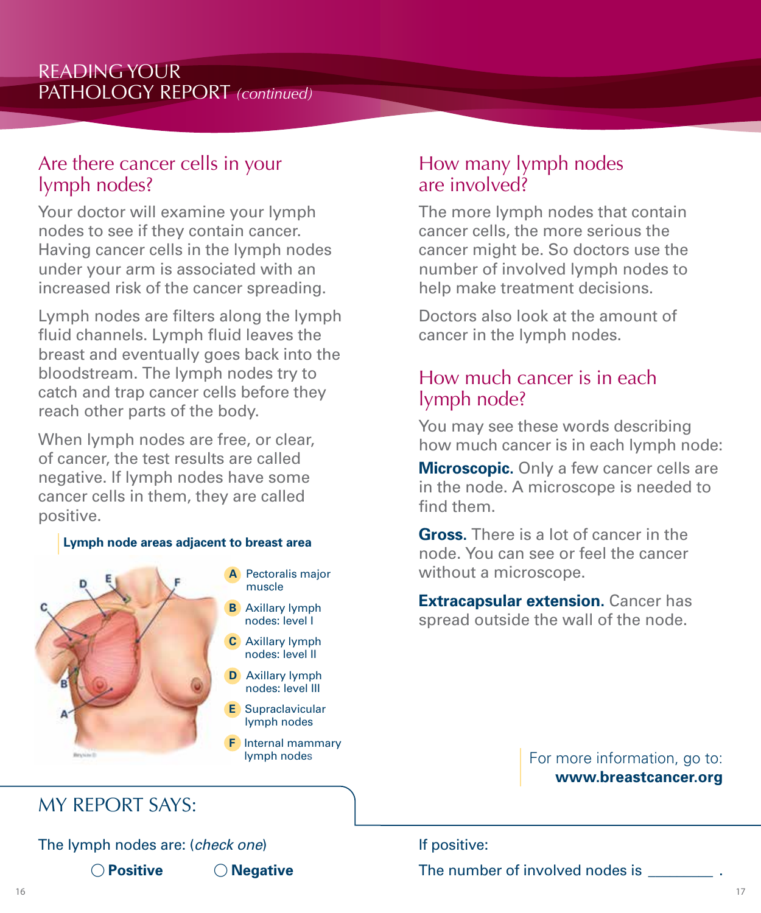# READING YOUR PATHOLOGY REPORT *(continued)*

## Are there cancer cells in your lymph nodes?

Your doctor will examine your lymph nodes to see if they contain cancer. Having cancer cells in the lymph nodes under your arm is associated with an increased risk of the cancer spreading.

Lymph nodes are filters along the lymph fluid channels. Lymph fluid leaves the breast and eventually goes back into the bloodstream. The lymph nodes try to catch and trap cancer cells before they reach other parts of the body.

When lymph nodes are free, or clear, of cancer, the test results are called negative. If lymph nodes have some cancer cells in them, they are called positive.

**Lymph node areas adjacent to breast area**

- **A** Pectoralis major muscle
- **B** Axillary lymph nodes: level I
- **C** Axillary lymph nodes: level II
- **D** Axillary lymph nodes: level III
- **E** Supraclavicular lymph nodes
- **F** Internal mammary lymph nodes

## How many lymph nodes are involved?

The more lymph nodes that contain cancer cells, the more serious the cancer might be. So doctors use the number of involved lymph nodes to help make treatment decisions.

Doctors also look at the amount of cancer in the lymph nodes.

## How much cancer is in each lymph node?

You may see these words describing how much cancer is in each lymph node:

**Microscopic.** Only a few cancer cells are in the node. A microscope is needed to find them.

**Gross.** There is a lot of cancer in the node. You can see or feel the cancer without a microscope.

**Extracapsular extension.** Cancer has spread outside the wall of the node.

For more information, go to: **www.breastcancer.org**

## MY REPORT SAYS:

The lymph nodes are: (*check one*)

◯ **Positive** ◯ **Negative**

If positive:

The number of involved nodes is ________ .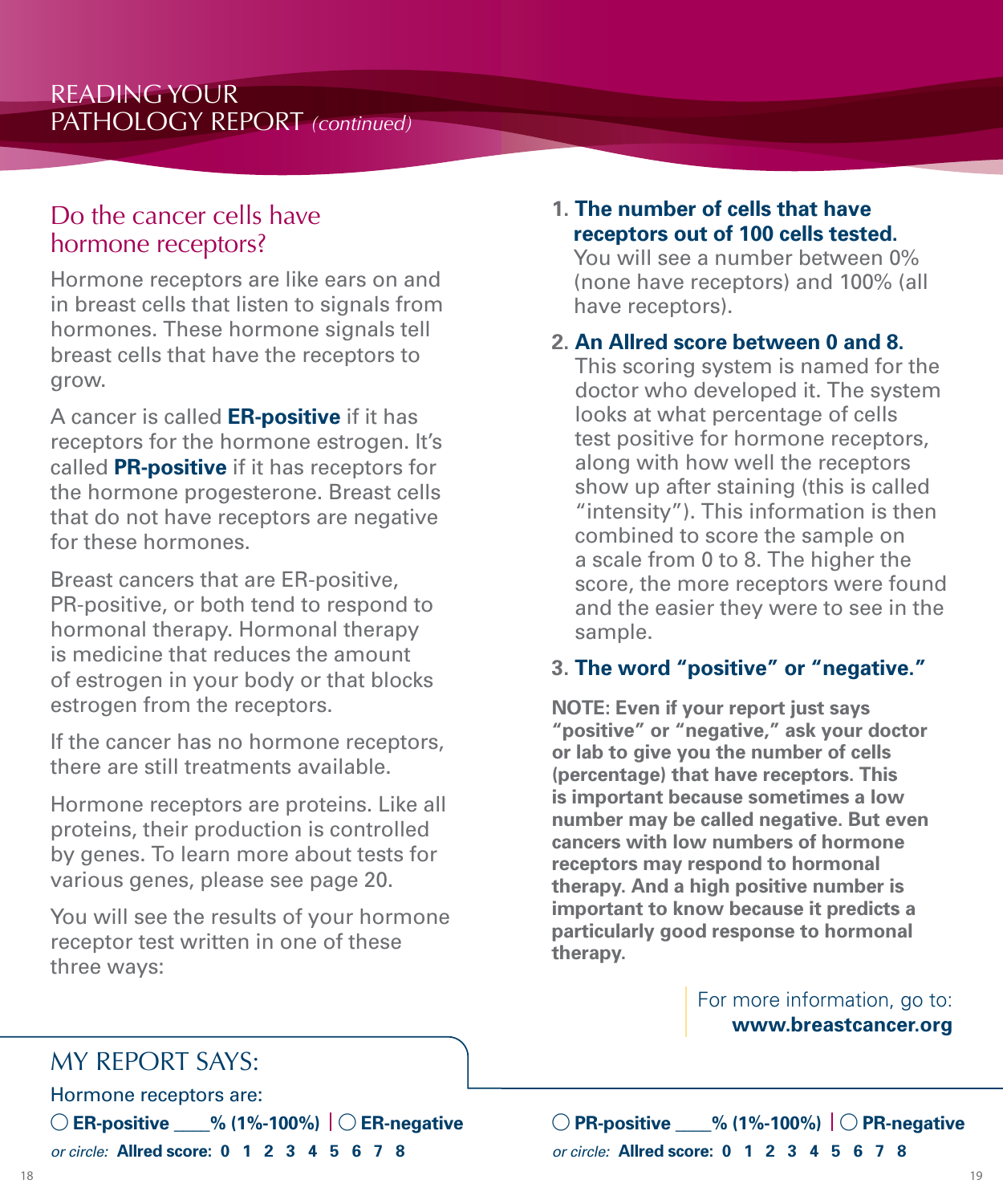# READING YOUR PATHOLOGY REPORT *(continued)*

## Do the cancer cells have hormone receptors?

Hormone receptors are like ears on and in breast cells that listen to signals from hormones. These hormone signals tell breast cells that have the receptors to grow.

A cancer is called **ER-positive** if it has receptors for the hormone estrogen. It's called **PR-positive** if it has receptors for the hormone progesterone. Breast cells that do not have receptors are negative for these hormones.

Breast cancers that are ER-positive, PR-positive, or both tend to respond to hormonal therapy. Hormonal therapy is medicine that reduces the amount of estrogen in your body or that blocks estrogen from the receptors.

If the cancer has no hormone receptors, there are still treatments available.

Hormone receptors are proteins. Like all proteins, their production is controlled by genes. To learn more about tests for various genes, please see page 20.

You will see the results of your hormone receptor test written in one of these three ways:

1. **The number of cells that have receptors out of 100 cells tested.** You will see a number between 0% (none have receptors) and 100% (all have receptors).
2. **An Allred score between 0 and 8.** This scoring system is named for the doctor who developed it. The system looks at what percentage of cells test positive for hormone receptors, along with how well the receptors show up after staining (this is called "intensity"). This information is then combined to score the sample on a scale from 0 to 8. The higher the score, the more receptors were found and the easier they were to see in the sample.
3. **The word "positive" or "negative."**

**NOTE: Even if your report just says "positive" or "negative," ask your doctor or lab to give you the number of cells (percentage) that have receptors. This is important because sometimes a low number may be called negative. But even cancers with low numbers of hormone receptors may respond to hormonal therapy. And a high positive number is important to know because it predicts a particularly good response to hormonal therapy.**

For more information, go to: **www.breastcancer.org**

## MY REPORT SAYS:

Hormone receptors are:

◯ **ER-positive ____% (1%-100%)** | ◯ **ER-negative**

*or circle:* **Allred score: 0 1 2 3 4 5 6 7 8**

◯ **PR-positive ____% (1%-100%)** | ◯ **PR-negative**

*or circle:* **Allred score: 0 1 2 3 4 5 6 7 8**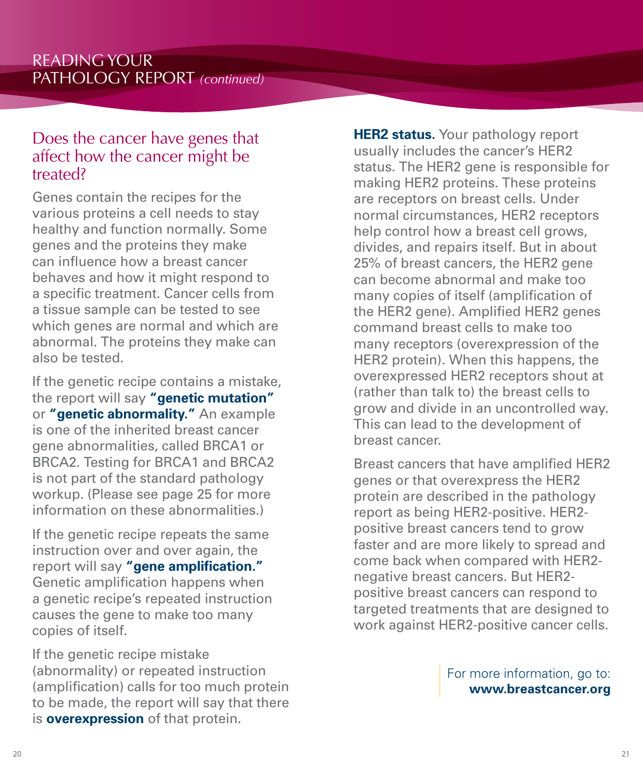## Does the cancer have genes that affect how the cancer might be treated?

Genes contain the recipes for the various proteins a cell needs to stay healthy and function normally. Some genes and the proteins they make can influence how a breast cancer behaves and how it might respond to a specific treatment. Cancer cells from a tissue sample can be tested to see which genes are normal and which are abnormal. The proteins they make can also be tested.

If the genetic recipe contains a mistake, the report will say **"genetic mutation"** or **"genetic abnormality."** An example is one of the inherited breast cancer gene abnormalities, called BRCA1 or BRCA2. Testing for BRCA1 and BRCA2 is not part of the standard pathology workup. (Please see page 25 for more information on these abnormalities.)

If the genetic recipe repeats the same instruction over and over again, the report will say **"gene amplification."** Genetic amplification happens when a genetic recipe's repeated instruction causes the gene to make too many copies of itself.

If the genetic recipe mistake (abnormality) or repeated instruction (amplification) calls for too much protein to be made, the report will say that there is **overexpression** of that protein.

**HER2 status.** Your pathology report usually includes the cancer's HER2 status. The HER2 gene is responsible for making HER2 proteins. These proteins are receptors on breast cells. Under normal circumstances, HER2 receptors help control how a breast cell grows, divides, and repairs itself. But in about 25% of breast cancers, the HER2 gene can become abnormal and make too many copies of itself (amplification of the HER2 gene). Amplified HER2 genes command breast cells to make too many receptors (overexpression of the HER2 protein). When this happens, the overexpressed HER2 receptors shout at (rather than talk to) the breast cells to grow and divide in an uncontrolled way. This can lead to the development of breast cancer.

Breast cancers that have amplified HER2 genes or that overexpress the HER2 protein are described in the pathology report as being HER2-positive. HER2-positive breast cancers tend to grow faster and are more likely to spread and come back when compared with HER2-negative breast cancers. But HER2-positive breast cancers can respond to targeted treatments that are designed to work against HER2-positive cancer cells.

For more information, go to: **www.breastcancer.org**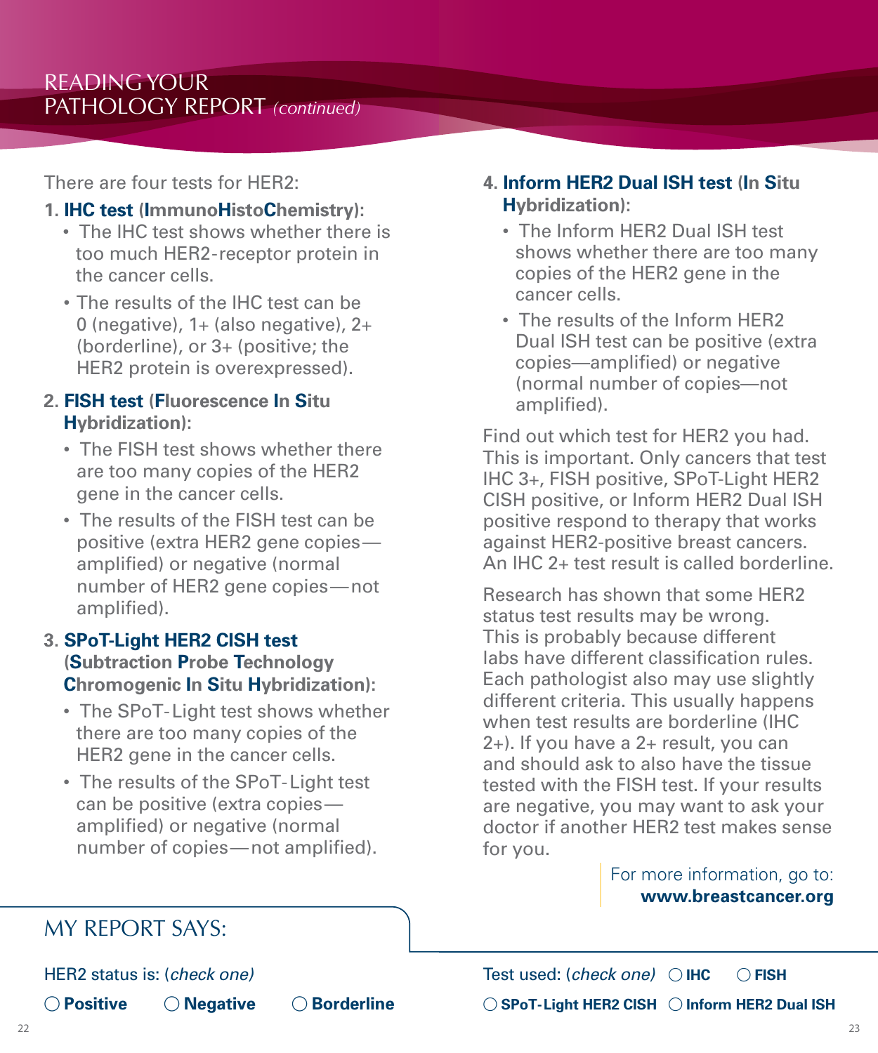## READING YOUR PATHOLOGY REPORT *(continued)*

There are four tests for HER2:

1. **IHC test (ImmunoHistoChemistry):**
   - The IHC test shows whether there is too much HER2-receptor protein in the cancer cells.
   - The results of the IHC test can be 0 (negative), 1+ (also negative), 2+ (borderline), or 3+ (positive; the HER2 protein is overexpressed).

2. **FISH test (Fluorescence In Situ Hybridization):**
   - The FISH test shows whether there are too many copies of the HER2 gene in the cancer cells.
   - The results of the FISH test can be positive (extra HER2 gene copies—amplified) or negative (normal number of HER2 gene copies—not amplified).

3. **SPoT-Light HER2 CISH test (Subtraction Probe Technology Chromogenic In Situ Hybridization):**
   - The SPoT-Light test shows whether there are too many copies of the HER2 gene in the cancer cells.
   - The results of the SPoT-Light test can be positive (extra copies—amplified) or negative (normal number of copies—not amplified).

4. **Inform HER2 Dual ISH test (In Situ Hybridization):**
   - The Inform HER2 Dual ISH test shows whether there are too many copies of the HER2 gene in the cancer cells.
   - The results of the Inform HER2 Dual ISH test can be positive (extra copies—amplified) or negative (normal number of copies—not amplified).

Find out which test for HER2 you had. This is important. Only cancers that test IHC 3+, FISH positive, SPoT-Light HER2 CISH positive, or Inform HER2 Dual ISH positive respond to therapy that works against HER2-positive breast cancers. An IHC 2+ test result is called borderline.

Research has shown that some HER2 status test results may be wrong. This is probably because different labs have different classification rules. Each pathologist also may use slightly different criteria. This usually happens when test results are borderline (IHC 2+). If you have a 2+ result, you can and should ask to also have the tissue tested with the FISH test. If your results are negative, you may want to ask your doctor if another HER2 test makes sense for you.

For more information, go to: **www.breastcancer.org**

## MY REPORT SAYS:

HER2 status is: *(check one)*

○ **Positive** ○ **Negative** ○ **Borderline**

Test used: *(check one)* ○ **IHC** ○ **FISH** ○ **SPoT-Light HER2 CISH** ○ **Inform HER2 Dual ISH**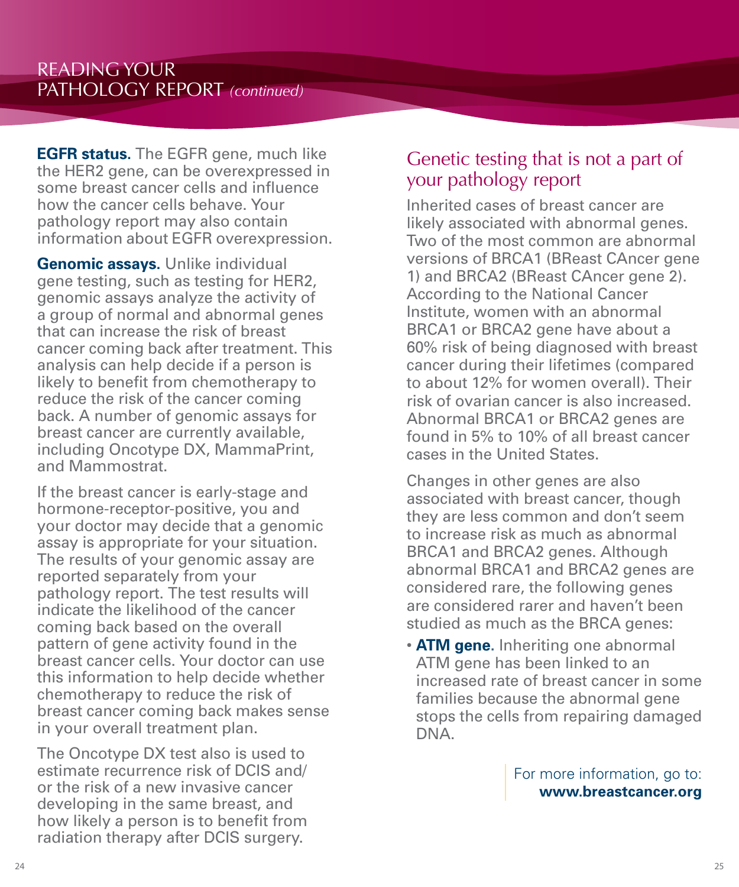**EGFR status.** The EGFR gene, much like the HER2 gene, can be overexpressed in some breast cancer cells and influence how the cancer cells behave. Your pathology report may also contain information about EGFR overexpression.

**Genomic assays.** Unlike individual gene testing, such as testing for HER2, genomic assays analyze the activity of a group of normal and abnormal genes that can increase the risk of breast cancer coming back after treatment. This analysis can help decide if a person is likely to benefit from chemotherapy to reduce the risk of the cancer coming back. A number of genomic assays for breast cancer are currently available, including Oncotype DX, MammaPrint, and Mammostrat.

If the breast cancer is early-stage and hormone-receptor-positive, you and your doctor may decide that a genomic assay is appropriate for your situation. The results of your genomic assay are reported separately from your pathology report. The test results will indicate the likelihood of the cancer coming back based on the overall pattern of gene activity found in the breast cancer cells. Your doctor can use this information to help decide whether chemotherapy to reduce the risk of breast cancer coming back makes sense in your overall treatment plan.

The Oncotype DX test also is used to estimate recurrence risk of DCIS and/or the risk of a new invasive cancer developing in the same breast, and how likely a person is to benefit from radiation therapy after DCIS surgery.

## Genetic testing that is not a part of your pathology report

Inherited cases of breast cancer are likely associated with abnormal genes. Two of the most common are abnormal versions of BRCA1 (BReast CAncer gene 1) and BRCA2 (BReast CAncer gene 2). According to the National Cancer Institute, women with an abnormal BRCA1 or BRCA2 gene have about a 60% risk of being diagnosed with breast cancer during their lifetimes (compared to about 12% for women overall). Their risk of ovarian cancer is also increased. Abnormal BRCA1 or BRCA2 genes are found in 5% to 10% of all breast cancer cases in the United States.

Changes in other genes are also associated with breast cancer, though they are less common and don't seem to increase risk as much as abnormal BRCA1 and BRCA2 genes. Although abnormal BRCA1 and BRCA2 genes are considered rare, the following genes are considered rarer and haven't been studied as much as the BRCA genes:

- **ATM gene.** Inheriting one abnormal ATM gene has been linked to an increased rate of breast cancer in some families because the abnormal gene stops the cells from repairing damaged DNA.

For more information, go to: **www.breastcancer.org**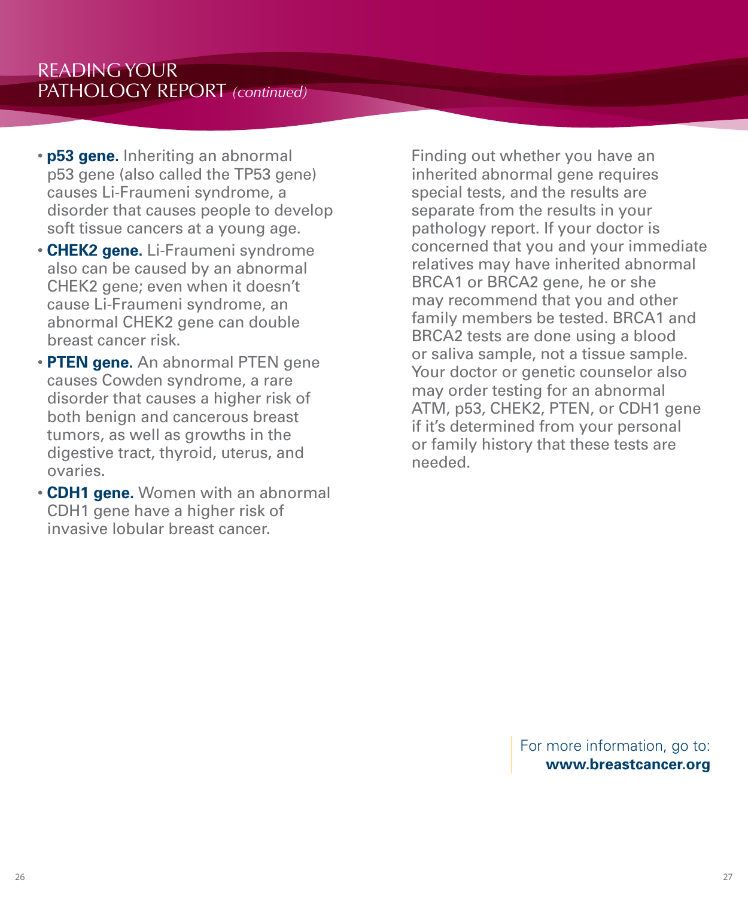## READING YOUR PATHOLOGY REPORT *(continued)*

- **p53 gene.** Inheriting an abnormal p53 gene (also called the TP53 gene) causes Li-Fraumeni syndrome, a disorder that causes people to develop soft tissue cancers at a young age.
- **CHEK2 gene.** Li-Fraumeni syndrome also can be caused by an abnormal CHEK2 gene; even when it doesn't cause Li-Fraumeni syndrome, an abnormal CHEK2 gene can double breast cancer risk.
- **PTEN gene.** An abnormal PTEN gene causes Cowden syndrome, a rare disorder that causes a higher risk of both benign and cancerous breast tumors, as well as growths in the digestive tract, thyroid, uterus, and ovaries.
- **CDH1 gene.** Women with an abnormal CDH1 gene have a higher risk of invasive lobular breast cancer.

Finding out whether you have an inherited abnormal gene requires special tests, and the results are separate from the results in your pathology report. If your doctor is concerned that you and your immediate relatives may have inherited abnormal BRCA1 or BRCA2 gene, he or she may recommend that you and other family members be tested. BRCA1 and BRCA2 tests are done using a blood or saliva sample, not a tissue sample. Your doctor or genetic counselor also may order testing for an abnormal ATM, p53, CHEK2, PTEN, or CDH1 gene if it's determined from your personal or family history that these tests are needed.

For more information, go to: **www.breastcancer.org**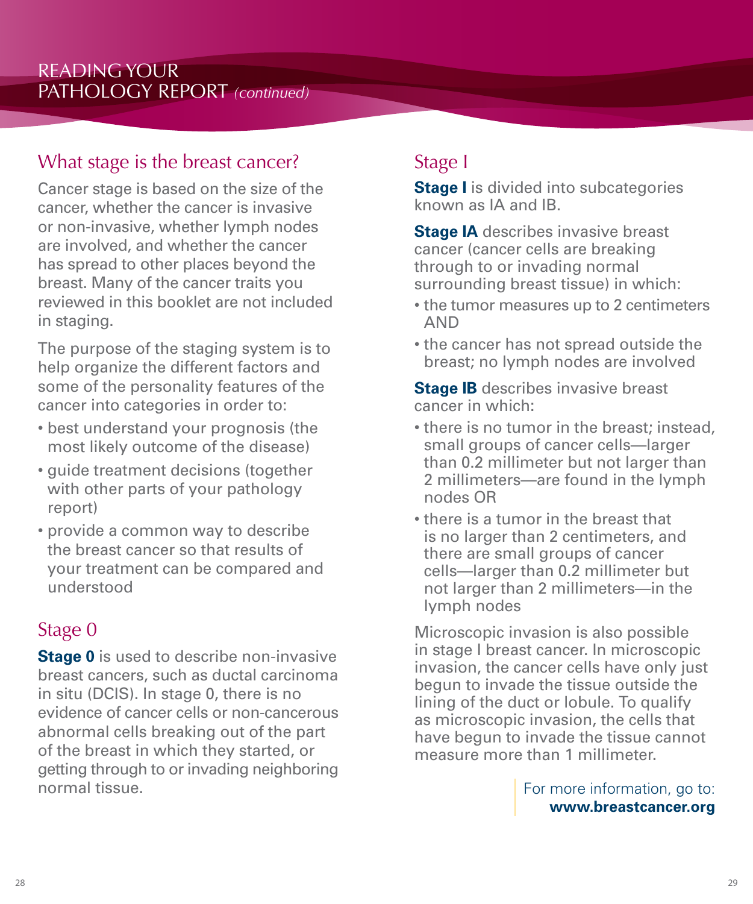# READING YOUR PATHOLOGY REPORT *(continued)*

## What stage is the breast cancer?

Cancer stage is based on the size of the cancer, whether the cancer is invasive or non-invasive, whether lymph nodes are involved, and whether the cancer has spread to other places beyond the breast. Many of the cancer traits you reviewed in this booklet are not included in staging.

The purpose of the staging system is to help organize the different factors and some of the personality features of the cancer into categories in order to:

- best understand your prognosis (the most likely outcome of the disease)
- guide treatment decisions (together with other parts of your pathology report)
- provide a common way to describe the breast cancer so that results of your treatment can be compared and understood

## Stage 0

**Stage 0** is used to describe non-invasive breast cancers, such as ductal carcinoma in situ (DCIS). In stage 0, there is no evidence of cancer cells or non-cancerous abnormal cells breaking out of the part of the breast in which they started, or getting through to or invading neighboring normal tissue.

## Stage I

**Stage I** is divided into subcategories known as IA and IB.

**Stage IA** describes invasive breast cancer (cancer cells are breaking through to or invading normal surrounding breast tissue) in which:

- the tumor measures up to 2 centimeters AND
- the cancer has not spread outside the breast; no lymph nodes are involved

**Stage IB** describes invasive breast cancer in which:

- there is no tumor in the breast; instead, small groups of cancer cells—larger than 0.2 millimeter but not larger than 2 millimeters—are found in the lymph nodes OR
- there is a tumor in the breast that is no larger than 2 centimeters, and there are small groups of cancer cells—larger than 0.2 millimeter but not larger than 2 millimeters—in the lymph nodes

Microscopic invasion is also possible in stage I breast cancer. In microscopic invasion, the cancer cells have only just begun to invade the tissue outside the lining of the duct or lobule. To qualify as microscopic invasion, the cells that have begun to invade the tissue cannot measure more than 1 millimeter.

For more information, go to:
**www.breastcancer.org**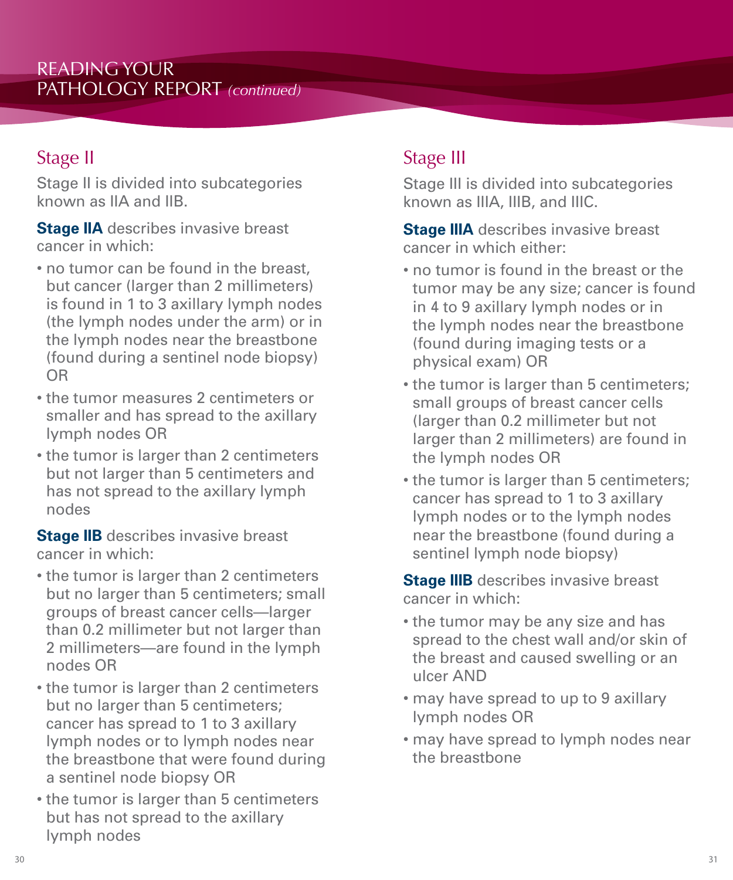## Stage II

Stage II is divided into subcategories known as IIA and IIB.

**Stage IIA** describes invasive breast cancer in which:

- no tumor can be found in the breast, but cancer (larger than 2 millimeters) is found in 1 to 3 axillary lymph nodes (the lymph nodes under the arm) or in the lymph nodes near the breastbone (found during a sentinel node biopsy) OR
- the tumor measures 2 centimeters or smaller and has spread to the axillary lymph nodes OR
- the tumor is larger than 2 centimeters but not larger than 5 centimeters and has not spread to the axillary lymph nodes

**Stage IIB** describes invasive breast cancer in which:

- the tumor is larger than 2 centimeters but no larger than 5 centimeters; small groups of breast cancer cells—larger than 0.2 millimeter but not larger than 2 millimeters—are found in the lymph nodes OR
- the tumor is larger than 2 centimeters but no larger than 5 centimeters; cancer has spread to 1 to 3 axillary lymph nodes or to lymph nodes near the breastbone that were found during a sentinel node biopsy OR
- the tumor is larger than 5 centimeters but has not spread to the axillary lymph nodes

## Stage III

Stage III is divided into subcategories known as IIIA, IIIB, and IIIC.

**Stage IIIA** describes invasive breast cancer in which either:

- no tumor is found in the breast or the tumor may be any size; cancer is found in 4 to 9 axillary lymph nodes or in the lymph nodes near the breastbone (found during imaging tests or a physical exam) OR
- the tumor is larger than 5 centimeters; small groups of breast cancer cells (larger than 0.2 millimeter but not larger than 2 millimeters) are found in the lymph nodes OR
- the tumor is larger than 5 centimeters; cancer has spread to 1 to 3 axillary lymph nodes or to the lymph nodes near the breastbone (found during a sentinel lymph node biopsy)

**Stage IIIB** describes invasive breast cancer in which:

- the tumor may be any size and has spread to the chest wall and/or skin of the breast and caused swelling or an ulcer AND
- may have spread to up to 9 axillary lymph nodes OR
- may have spread to lymph nodes near the breastbone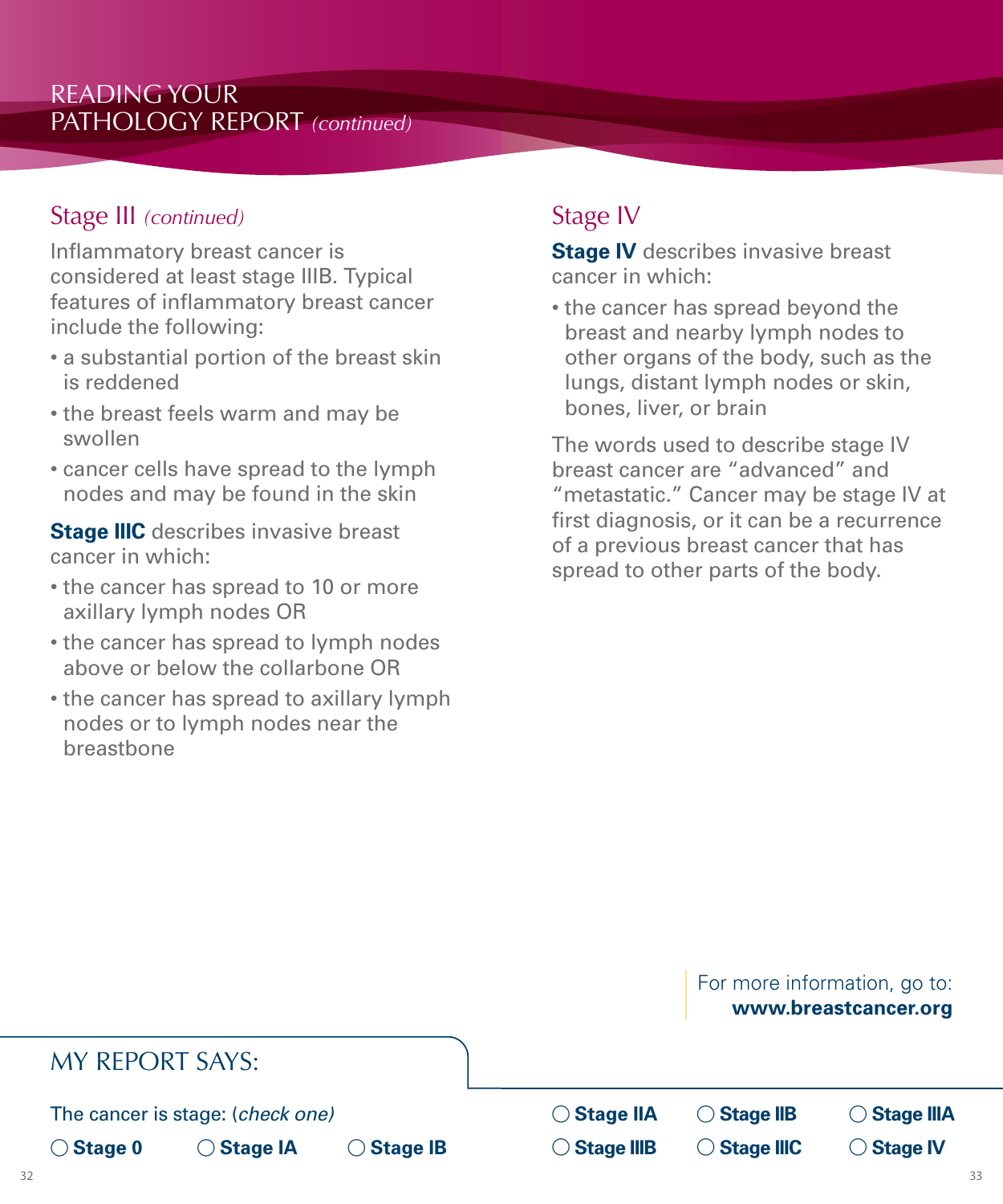# READING YOUR PATHOLOGY REPORT *(continued)*

## Stage III *(continued)*

Inflammatory breast cancer is considered at least stage IIIB. Typical features of inflammatory breast cancer include the following:

- a substantial portion of the breast skin is reddened
- the breast feels warm and may be swollen
- cancer cells have spread to the lymph nodes and may be found in the skin

**Stage IIIC** describes invasive breast cancer in which:

- the cancer has spread to 10 or more axillary lymph nodes OR
- the cancer has spread to lymph nodes above or below the collarbone OR
- the cancer has spread to axillary lymph nodes or to lymph nodes near the breastbone

## Stage IV

**Stage IV** describes invasive breast cancer in which:

- the cancer has spread beyond the breast and nearby lymph nodes to other organs of the body, such as the lungs, distant lymph nodes or skin, bones, liver, or brain

The words used to describe stage IV breast cancer are "advanced" and "metastatic." Cancer may be stage IV at first diagnosis, or it can be a recurrence of a previous breast cancer that has spread to other parts of the body.

For more information, go to: **www.breastcancer.org**

## MY REPORT SAYS:

The cancer is stage: (*check one)*

◯ **Stage 0** ◯ **Stage IA** ◯ **Stage IB** ◯ **Stage IIA** ◯ **Stage IIB** ◯ **Stage IIIA** ◯ **Stage IIIB** ◯ **Stage IIIC** ◯ **Stage IV**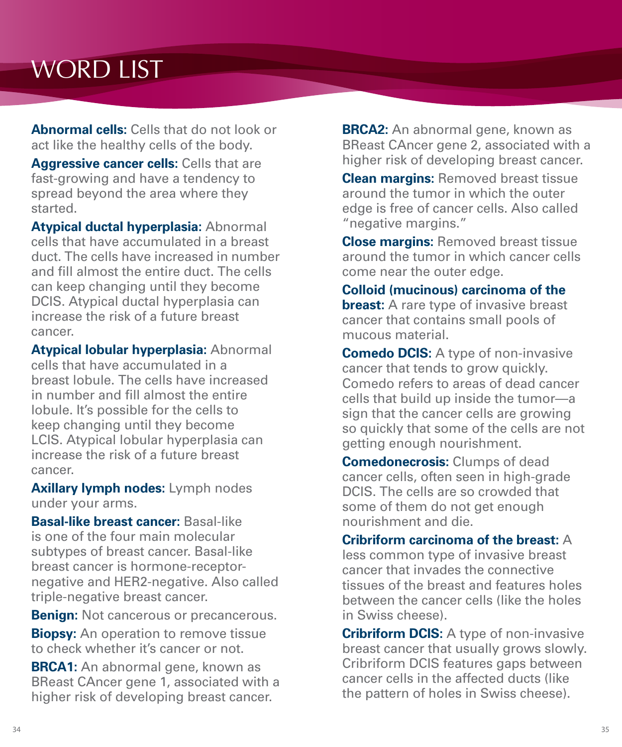# WORD LIST

**Abnormal cells:** Cells that do not look or act like the healthy cells of the body.

**Aggressive cancer cells:** Cells that are fast-growing and have a tendency to spread beyond the area where they started.

**Atypical ductal hyperplasia:** Abnormal cells that have accumulated in a breast duct. The cells have increased in number and fill almost the entire duct. The cells can keep changing until they become DCIS. Atypical ductal hyperplasia can increase the risk of a future breast cancer.

**Atypical lobular hyperplasia:** Abnormal cells that have accumulated in a breast lobule. The cells have increased in number and fill almost the entire lobule. It's possible for the cells to keep changing until they become LCIS. Atypical lobular hyperplasia can increase the risk of a future breast cancer.

**Axillary lymph nodes:** Lymph nodes under your arms.

**Basal-like breast cancer:** Basal-like is one of the four main molecular subtypes of breast cancer. Basal-like breast cancer is hormone-receptor-negative and HER2-negative. Also called triple-negative breast cancer.

**Benign:** Not cancerous or precancerous.

**Biopsy:** An operation to remove tissue to check whether it's cancer or not.

**BRCA1:** An abnormal gene, known as BReast CAncer gene 1, associated with a higher risk of developing breast cancer.

**BRCA2:** An abnormal gene, known as BReast CAncer gene 2, associated with a higher risk of developing breast cancer.

**Clean margins:** Removed breast tissue around the tumor in which the outer edge is free of cancer cells. Also called "negative margins."

**Close margins:** Removed breast tissue around the tumor in which cancer cells come near the outer edge.

**Colloid (mucinous) carcinoma of the breast:** A rare type of invasive breast cancer that contains small pools of mucous material.

**Comedo DCIS:** A type of non-invasive cancer that tends to grow quickly. Comedo refers to areas of dead cancer cells that build up inside the tumor—a sign that the cancer cells are growing so quickly that some of the cells are not getting enough nourishment.

**Comedonecrosis:** Clumps of dead cancer cells, often seen in high-grade DCIS. The cells are so crowded that some of them do not get enough nourishment and die.

**Cribriform carcinoma of the breast:** A less common type of invasive breast cancer that invades the connective tissues of the breast and features holes between the cancer cells (like the holes in Swiss cheese).

**Cribriform DCIS:** A type of non-invasive breast cancer that usually grows slowly. Cribriform DCIS features gaps between cancer cells in the affected ducts (like the pattern of holes in Swiss cheese).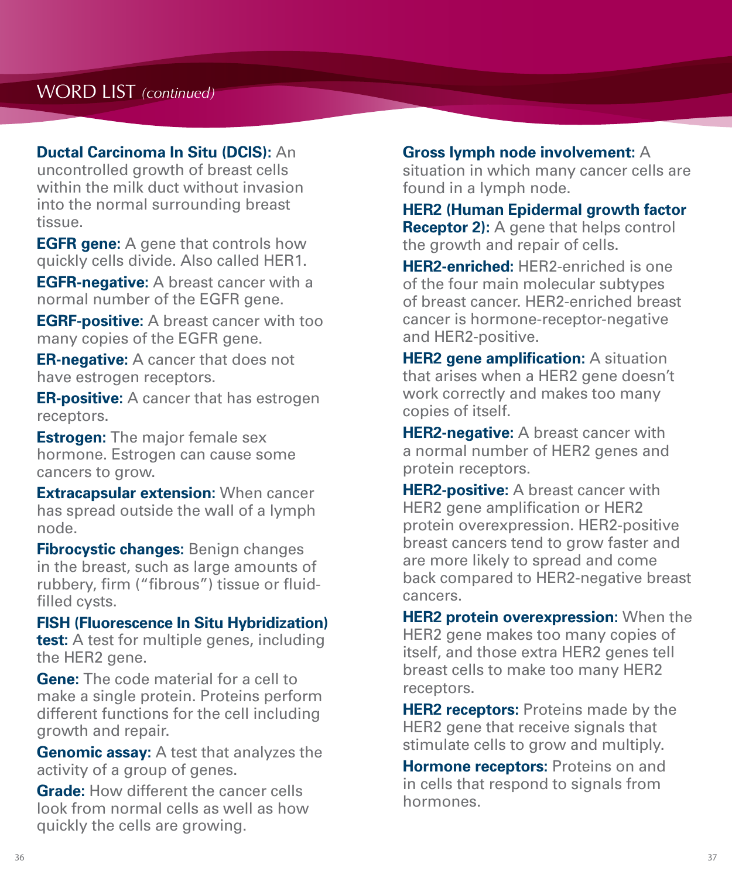## WORD LIST *(continued)*

**Ductal Carcinoma In Situ (DCIS):** An uncontrolled growth of breast cells within the milk duct without invasion into the normal surrounding breast tissue.

**EGFR gene:** A gene that controls how quickly cells divide. Also called HER1.

**EGFR-negative:** A breast cancer with a normal number of the EGFR gene.

**EGRF-positive:** A breast cancer with too many copies of the EGFR gene.

**ER-negative:** A cancer that does not have estrogen receptors.

**ER-positive:** A cancer that has estrogen receptors.

**Estrogen:** The major female sex hormone. Estrogen can cause some cancers to grow.

**Extracapsular extension:** When cancer has spread outside the wall of a lymph node.

**Fibrocystic changes:** Benign changes in the breast, such as large amounts of rubbery, firm ("fibrous") tissue or fluid-filled cysts.

**FISH (Fluorescence In Situ Hybridization) test:** A test for multiple genes, including the HER2 gene.

**Gene:** The code material for a cell to make a single protein. Proteins perform different functions for the cell including growth and repair.

**Genomic assay:** A test that analyzes the activity of a group of genes.

**Grade:** How different the cancer cells look from normal cells as well as how quickly the cells are growing.

**Gross lymph node involvement:** A situation in which many cancer cells are found in a lymph node.

**HER2 (Human Epidermal growth factor Receptor 2):** A gene that helps control the growth and repair of cells.

**HER2-enriched:** HER2-enriched is one of the four main molecular subtypes of breast cancer. HER2-enriched breast cancer is hormone-receptor-negative and HER2-positive.

**HER2 gene amplification:** A situation that arises when a HER2 gene doesn't work correctly and makes too many copies of itself.

**HER2-negative:** A breast cancer with a normal number of HER2 genes and protein receptors.

**HER2-positive:** A breast cancer with HER2 gene amplification or HER2 protein overexpression. HER2-positive breast cancers tend to grow faster and are more likely to spread and come back compared to HER2-negative breast cancers.

**HER2 protein overexpression:** When the HER2 gene makes too many copies of itself, and those extra HER2 genes tell breast cells to make too many HER2 receptors.

**HER2 receptors:** Proteins made by the HER2 gene that receive signals that stimulate cells to grow and multiply.

**Hormone receptors:** Proteins on and in cells that respond to signals from hormones.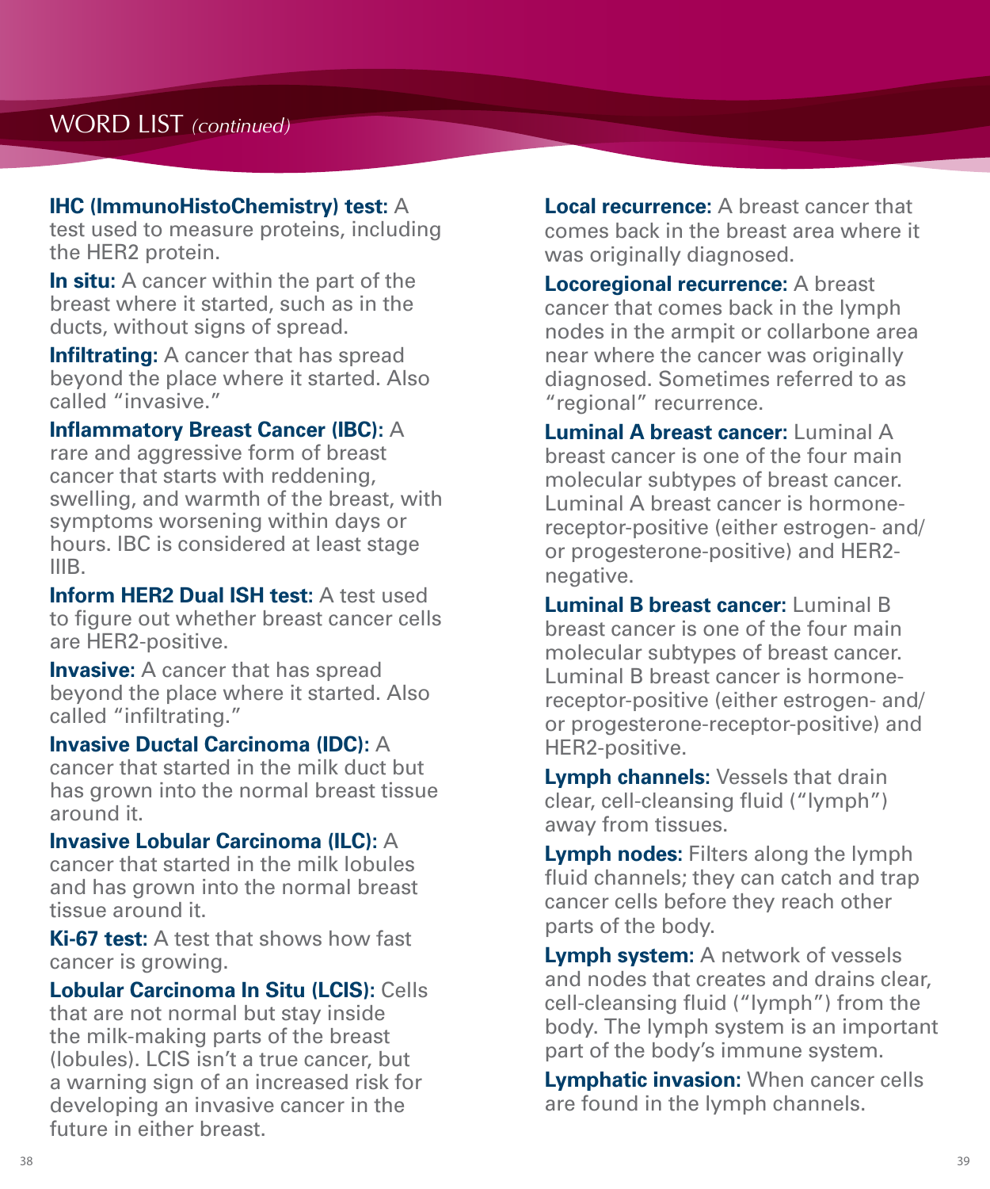## WORD LIST *(continued)*

**IHC (ImmunoHistoChemistry) test:** A test used to measure proteins, including the HER2 protein.

**In situ:** A cancer within the part of the breast where it started, such as in the ducts, without signs of spread.

**Infiltrating:** A cancer that has spread beyond the place where it started. Also called "invasive."

**Inflammatory Breast Cancer (IBC):** A rare and aggressive form of breast cancer that starts with reddening, swelling, and warmth of the breast, with symptoms worsening within days or hours. IBC is considered at least stage IIIB.

**Inform HER2 Dual ISH test:** A test used to figure out whether breast cancer cells are HER2-positive.

**Invasive:** A cancer that has spread beyond the place where it started. Also called "infiltrating."

**Invasive Ductal Carcinoma (IDC):** A cancer that started in the milk duct but has grown into the normal breast tissue around it.

**Invasive Lobular Carcinoma (ILC):** A cancer that started in the milk lobules and has grown into the normal breast tissue around it.

**Ki-67 test:** A test that shows how fast cancer is growing.

**Lobular Carcinoma In Situ (LCIS):** Cells that are not normal but stay inside the milk-making parts of the breast (lobules). LCIS isn't a true cancer, but a warning sign of an increased risk for developing an invasive cancer in the future in either breast.

**Local recurrence:** A breast cancer that comes back in the breast area where it was originally diagnosed.

**Locoregional recurrence:** A breast cancer that comes back in the lymph nodes in the armpit or collarbone area near where the cancer was originally diagnosed. Sometimes referred to as "regional" recurrence.

**Luminal A breast cancer:** Luminal A breast cancer is one of the four main molecular subtypes of breast cancer. Luminal A breast cancer is hormone-receptor-positive (either estrogen- and/or progesterone-positive) and HER2-negative.

**Luminal B breast cancer:** Luminal B breast cancer is one of the four main molecular subtypes of breast cancer. Luminal B breast cancer is hormone-receptor-positive (either estrogen- and/or progesterone-receptor-positive) and HER2-positive.

**Lymph channels:** Vessels that drain clear, cell-cleansing fluid ("lymph") away from tissues.

**Lymph nodes:** Filters along the lymph fluid channels; they can catch and trap cancer cells before they reach other parts of the body.

**Lymph system:** A network of vessels and nodes that creates and drains clear, cell-cleansing fluid ("lymph") from the body. The lymph system is an important part of the body's immune system.

**Lymphatic invasion:** When cancer cells are found in the lymph channels.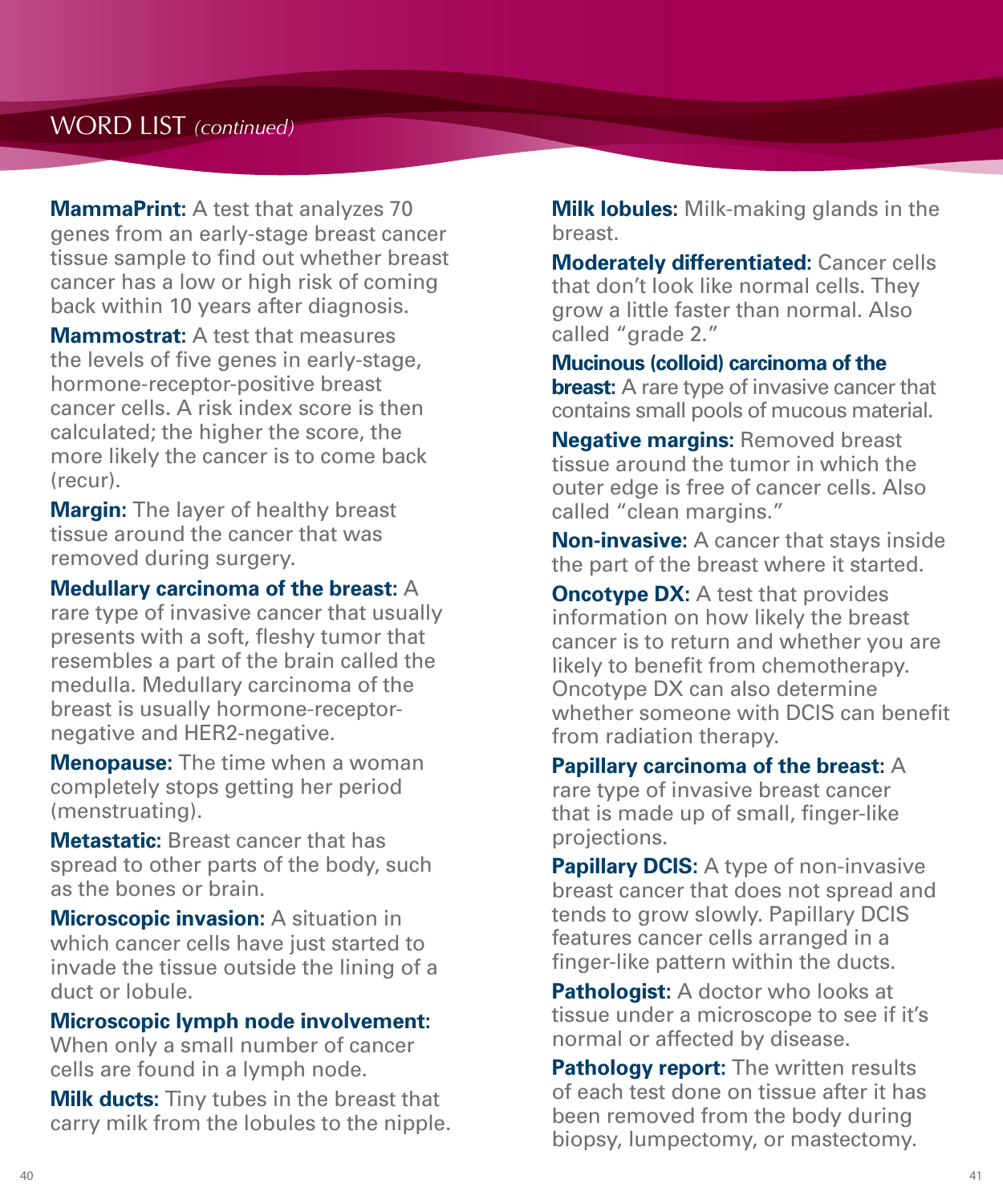## WORD LIST *(continued)*

**MammaPrint:** A test that analyzes 70 genes from an early-stage breast cancer tissue sample to find out whether breast cancer has a low or high risk of coming back within 10 years after diagnosis.

**Mammostrat:** A test that measures the levels of five genes in early-stage, hormone-receptor-positive breast cancer cells. A risk index score is then calculated; the higher the score, the more likely the cancer is to come back (recur).

**Margin:** The layer of healthy breast tissue around the cancer that was removed during surgery.

**Medullary carcinoma of the breast:** A rare type of invasive cancer that usually presents with a soft, fleshy tumor that resembles a part of the brain called the medulla. Medullary carcinoma of the breast is usually hormone-receptor-negative and HER2-negative.

**Menopause:** The time when a woman completely stops getting her period (menstruating).

**Metastatic:** Breast cancer that has spread to other parts of the body, such as the bones or brain.

**Microscopic invasion:** A situation in which cancer cells have just started to invade the tissue outside the lining of a duct or lobule.

**Microscopic lymph node involvement:** When only a small number of cancer cells are found in a lymph node.

**Milk ducts:** Tiny tubes in the breast that carry milk from the lobules to the nipple.

**Milk lobules:** Milk-making glands in the breast.

**Moderately differentiated:** Cancer cells that don't look like normal cells. They grow a little faster than normal. Also called "grade 2."

**Mucinous (colloid) carcinoma of the breast:** A rare type of invasive cancer that contains small pools of mucous material.

**Negative margins:** Removed breast tissue around the tumor in which the outer edge is free of cancer cells. Also called "clean margins."

**Non-invasive:** A cancer that stays inside the part of the breast where it started.

**Oncotype DX:** A test that provides information on how likely the breast cancer is to return and whether you are likely to benefit from chemotherapy. Oncotype DX can also determine whether someone with DCIS can benefit from radiation therapy.

**Papillary carcinoma of the breast:** A rare type of invasive breast cancer that is made up of small, finger-like projections.

**Papillary DCIS:** A type of non-invasive breast cancer that does not spread and tends to grow slowly. Papillary DCIS features cancer cells arranged in a finger-like pattern within the ducts.

**Pathologist:** A doctor who looks at tissue under a microscope to see if it's normal or affected by disease.

**Pathology report:** The written results of each test done on tissue after it has been removed from the body during biopsy, lumpectomy, or mastectomy.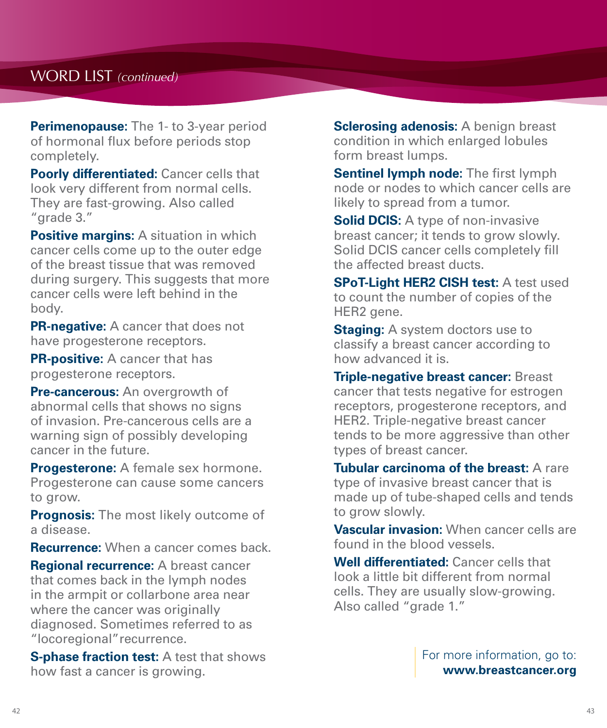## WORD LIST *(continued)*

**Perimenopause:** The 1- to 3-year period of hormonal flux before periods stop completely.

**Poorly differentiated:** Cancer cells that look very different from normal cells. They are fast-growing. Also called "grade 3."

**Positive margins:** A situation in which cancer cells come up to the outer edge of the breast tissue that was removed during surgery. This suggests that more cancer cells were left behind in the body.

**PR-negative:** A cancer that does not have progesterone receptors.

**PR-positive:** A cancer that has progesterone receptors.

**Pre-cancerous:** An overgrowth of abnormal cells that shows no signs of invasion. Pre-cancerous cells are a warning sign of possibly developing cancer in the future.

**Progesterone:** A female sex hormone. Progesterone can cause some cancers to grow.

**Prognosis:** The most likely outcome of a disease.

**Recurrence:** When a cancer comes back.

**Regional recurrence:** A breast cancer that comes back in the lymph nodes in the armpit or collarbone area near where the cancer was originally diagnosed. Sometimes referred to as "locoregional" recurrence.

**S-phase fraction test:** A test that shows how fast a cancer is growing.

**Sclerosing adenosis:** A benign breast condition in which enlarged lobules form breast lumps.

**Sentinel lymph node:** The first lymph node or nodes to which cancer cells are likely to spread from a tumor.

**Solid DCIS:** A type of non-invasive breast cancer; it tends to grow slowly. Solid DCIS cancer cells completely fill the affected breast ducts.

**SPoT-Light HER2 CISH test:** A test used to count the number of copies of the HER2 gene.

**Staging:** A system doctors use to classify a breast cancer according to how advanced it is.

**Triple-negative breast cancer:** Breast cancer that tests negative for estrogen receptors, progesterone receptors, and HER2. Triple-negative breast cancer tends to be more aggressive than other types of breast cancer.

**Tubular carcinoma of the breast:** A rare type of invasive breast cancer that is made up of tube-shaped cells and tends to grow slowly.

**Vascular invasion:** When cancer cells are found in the blood vessels.

**Well differentiated:** Cancer cells that look a little bit different from normal cells. They are usually slow-growing. Also called "grade 1."

For more information, go to:
**www.breastcancer.org**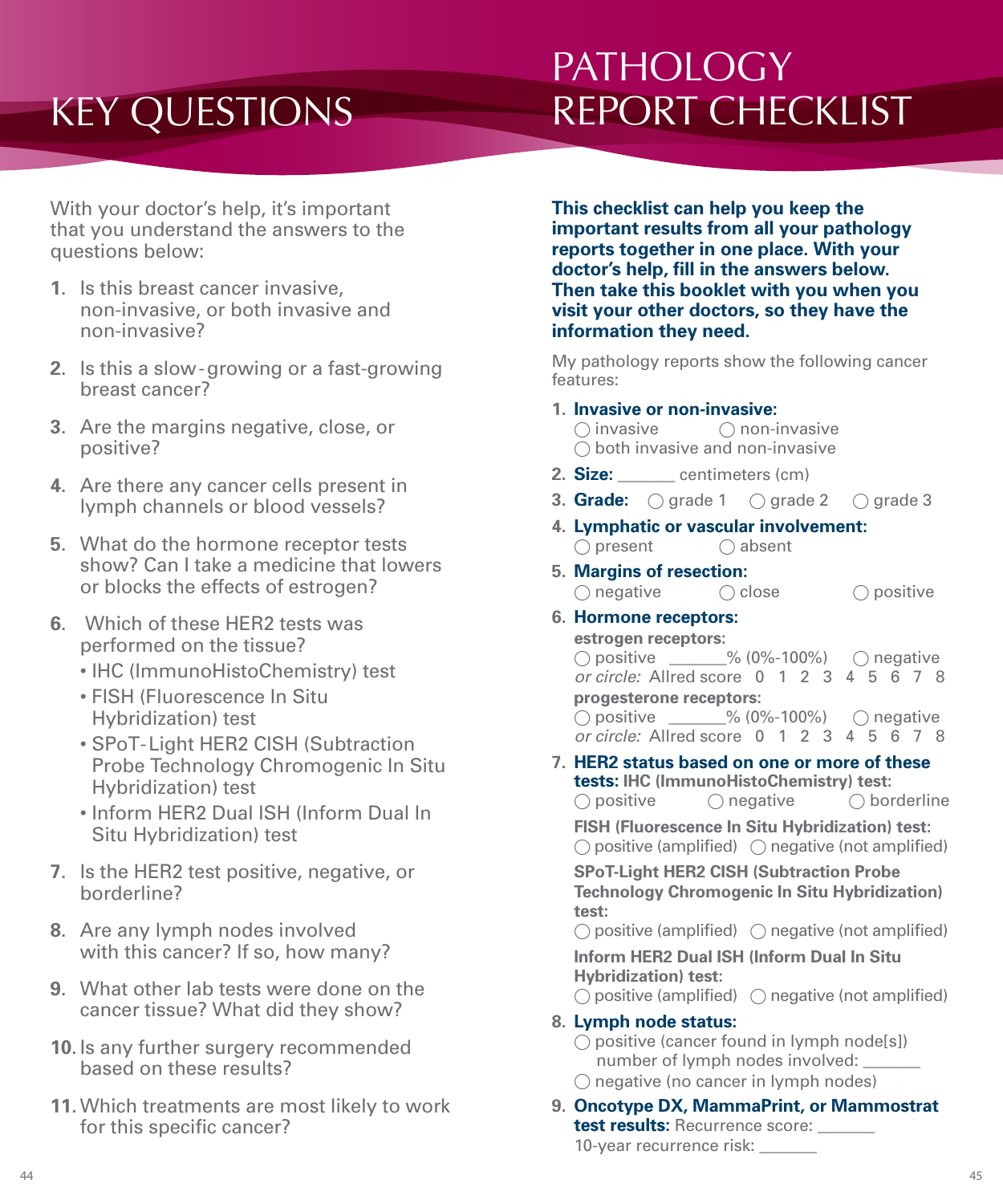# KEY QUESTIONS

With your doctor's help, it's important that you understand the answers to the questions below:

1. Is this breast cancer invasive, non-invasive, or both invasive and non-invasive?
2. Is this a slow-growing or a fast-growing breast cancer?
3. Are the margins negative, close, or positive?
4. Are there any cancer cells present in lymph channels or blood vessels?
5. What do the hormone receptor tests show? Can I take a medicine that lowers or blocks the effects of estrogen?
6. Which of these HER2 tests was performed on the tissue?
   - IHC (ImmunoHistoChemistry) test
   - FISH (Fluorescence In Situ Hybridization) test
   - SPoT-Light HER2 CISH (Subtraction Probe Technology Chromogenic In Situ Hybridization) test
   - Inform HER2 Dual ISH (Inform Dual In Situ Hybridization) test
7. Is the HER2 test positive, negative, or borderline?
8. Are any lymph nodes involved with this cancer? If so, how many?
9. What other lab tests were done on the cancer tissue? What did they show?
10. Is any further surgery recommended based on these results?
11. Which treatments are most likely to work for this specific cancer?

# PATHOLOGY REPORT CHECKLIST

**This checklist can help you keep the important results from all your pathology reports together in one place. With your doctor's help, fill in the answers below. Then take this booklet with you when you visit your other doctors, so they have the information they need.**

My pathology reports show the following cancer features:

1. **Invasive or non-invasive:**
   ◯ invasive ◯ non-invasive
   ◯ both invasive and non-invasive
2. **Size:** _______ centimeters (cm)
3. **Grade:** ◯ grade 1 ◯ grade 2 ◯ grade 3
4. **Lymphatic or vascular involvement:**
   ◯ present ◯ absent
5. **Margins of resection:**
   ◯ negative ◯ close ◯ positive
6. **Hormone receptors:**
   **estrogen receptors:**
   ◯ positive _______% (0%-100%) ◯ negative
   *or circle:* Allred score 0 1 2 3 4 5 6 7 8
   **progesterone receptors:**
   ◯ positive _______% (0%-100%) ◯ negative
   *or circle:* Allred score 0 1 2 3 4 5 6 7 8
7. **HER2 status based on one or more of these tests: IHC (ImmunoHistoChemistry) test:**
   ◯ positive ◯ negative ◯ borderline
   **FISH (Fluorescence In Situ Hybridization) test:**
   ◯ positive (amplified) ◯ negative (not amplified)
   **SPoT-Light HER2 CISH (Subtraction Probe Technology Chromogenic In Situ Hybridization) test:**
   ◯ positive (amplified) ◯ negative (not amplified)
   **Inform HER2 Dual ISH (Inform Dual In Situ Hybridization) test:**
   ◯ positive (amplified) ◯ negative (not amplified)
8. **Lymph node status:**
   ◯ positive (cancer found in lymph node[s])
   number of lymph nodes involved: _______
   ◯ negative (no cancer in lymph nodes)
9. **Oncotype DX, MammaPrint, or Mammostrat test results:** Recurrence score: _______
   10-year recurrence risk: _______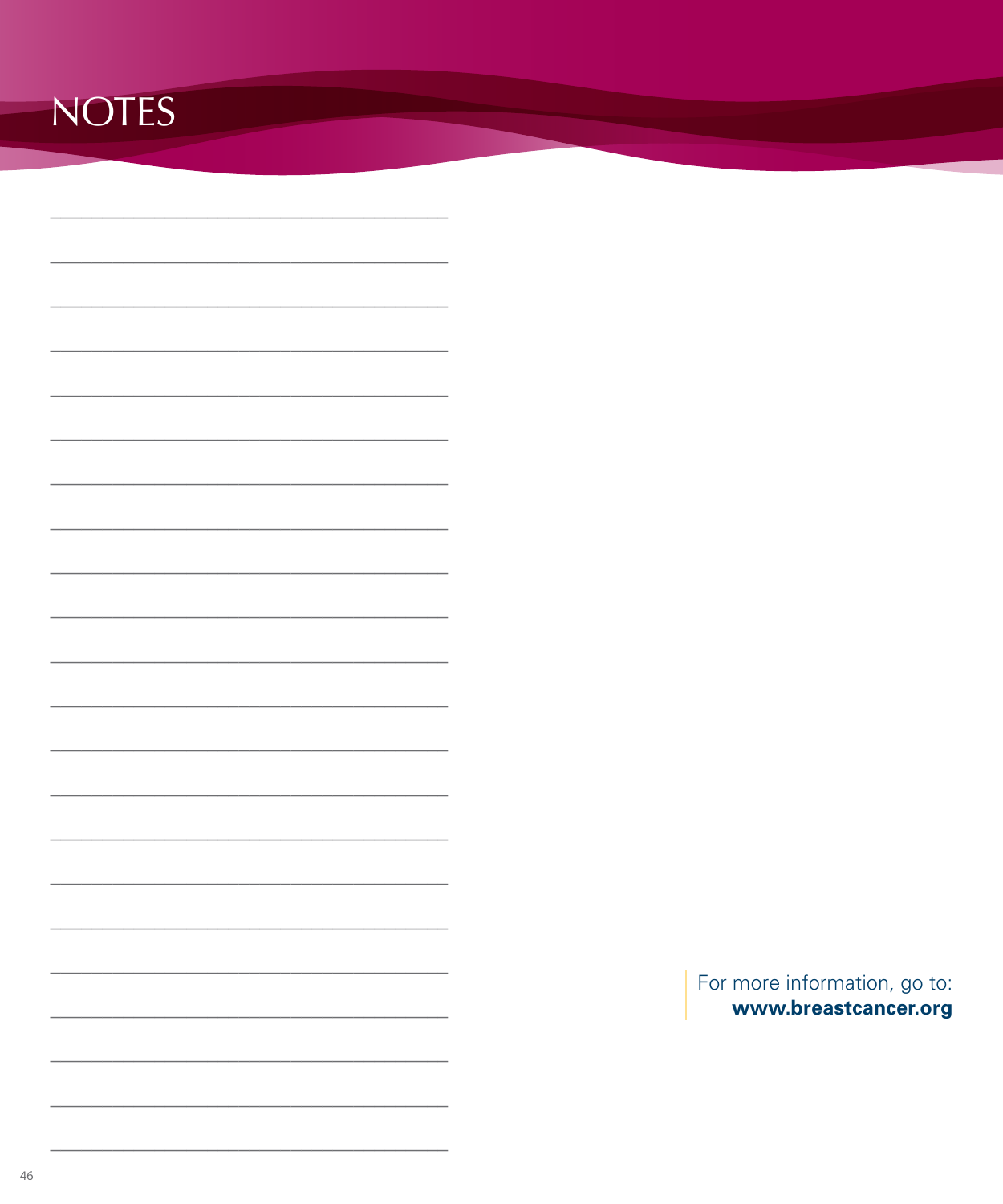# NOTES

For more information, go to:
**www.breastcancer.org**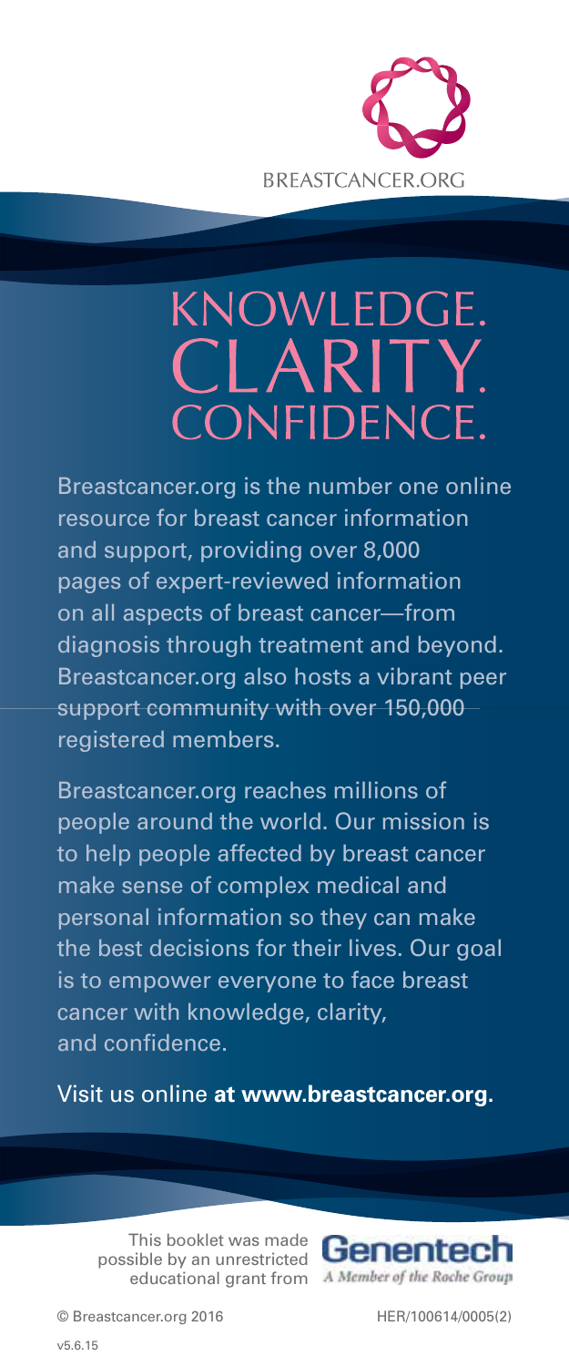BREASTCANCER.ORG

# KNOWLEDGE. CLARITY. CONFIDENCE.

Breastcancer.org is the number one online resource for breast cancer information and support, providing over 8,000 pages of expert-reviewed information on all aspects of breast cancer—from diagnosis through treatment and beyond. Breastcancer.org also hosts a vibrant peer support community with over 150,000 registered members.

Breastcancer.org reaches millions of people around the world. Our mission is to help people affected by breast cancer make sense of complex medical and personal information so they can make the best decisions for their lives. Our goal is to empower everyone to face breast cancer with knowledge, clarity, and confidence.

Visit us online **at www.breastcancer.org.**

This booklet was made possible by an unrestricted educational grant from Genentech A Member of the Roche Group

© Breastcancer.org 2016

HER/100614/0005(2)

v5.6.15